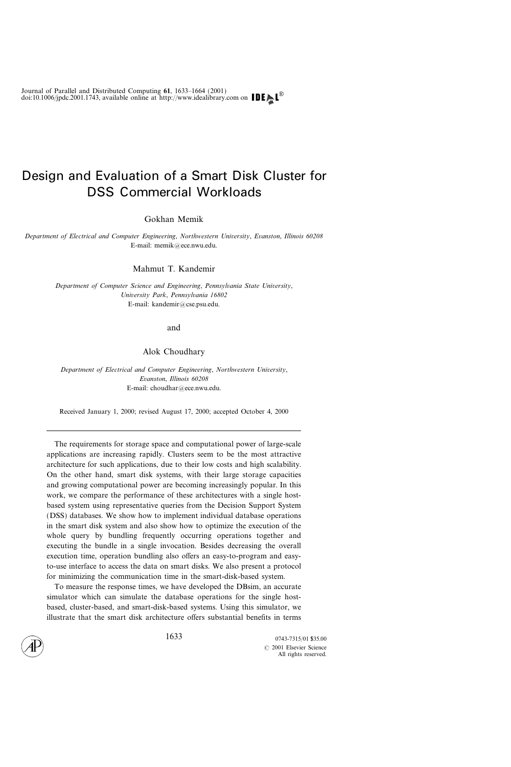# Design and Evaluation of a Smart Disk Cluster for DSS Commercial Workloads

Gokhan Memik

*Department of Electrical and Computer Engineering, Northwestern University, Evanston, Illinois 60208*
E-mail: memik@ece.nwu.edu.

Mahmut T. Kandemir

*Department of Computer Science and Engineering, Pennsylvania State University, University Park, Pennsylvania 16802*
E-mail: kandemir@cse.psu.edu.

and

Alok Choudhary

*Department of Electrical and Computer Engineering, Northwestern University, Evanston, Illinois 60208*
E-mail: choudhar@ece.nwu.edu.

Received January 1, 2000; revised August 17, 2000; accepted October 4, 2000

---

The requirements for storage space and computational power of large-scale applications are increasing rapidly. Clusters seem to be the most attractive architecture for such applications, due to their low costs and high scalability. On the other hand, smart disk systems, with their large storage capacities and growing computational power are becoming increasingly popular. In this work, we compare the performance of these architectures with a single host-based system using representative queries from the Decision Support System (DSS) databases. We show how to implement individual database operations in the smart disk system and also show how to optimize the execution of the whole query by bundling frequently occurring operations together and executing the bundle in a single invocation. Besides decreasing the overall execution time, operation bundling also offers an easy-to-program and easy-to-use interface to access the data on smart disks. We also present a protocol for minimizing the communication time in the smart-disk-based system.

To measure the response times, we have developed the DBsim, an accurate simulator which can simulate the database operations for the single host-based, cluster-based, and smart-disk-based systems. Using this simulator, we illustrate that the smart disk architecture offers substantial benefits in terms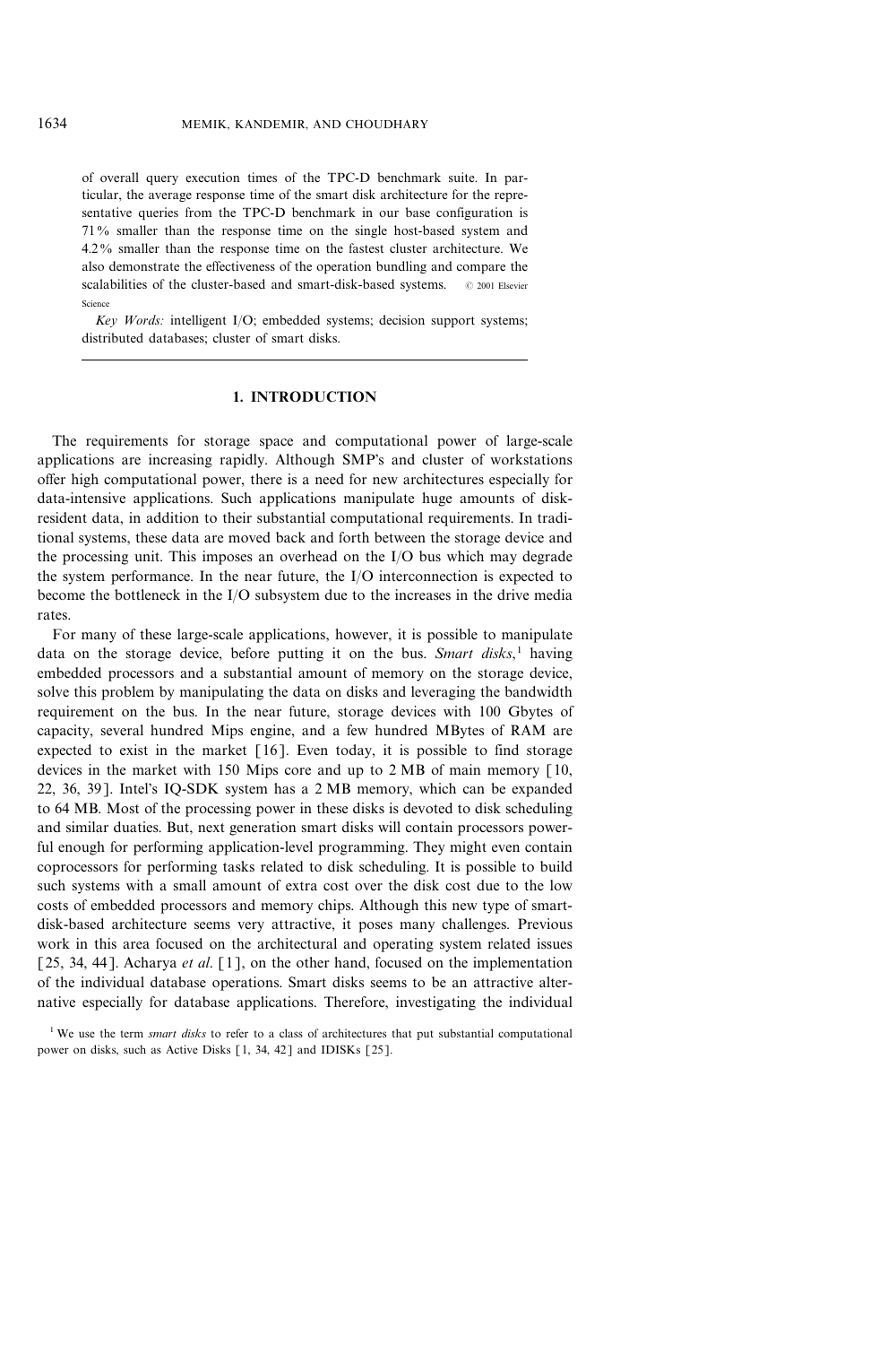of overall query execution times of the TPC-D benchmark suite. In particular, the average response time of the smart disk architecture for the representative queries from the TPC-D benchmark in our base configuration is 71% smaller than the response time on the single host-based system and 4.2% smaller than the response time on the fastest cluster architecture. We also demonstrate the effectiveness of the operation bundling and compare the scalabilities of the cluster-based and smart-disk-based systems. © 2001 Elsevier Science

*Key Words:* intelligent I/O; embedded systems; decision support systems; distributed databases; cluster of smart disks.

## 1. INTRODUCTION

The requirements for storage space and computational power of large-scale applications are increasing rapidly. Although SMP's and cluster of workstations offer high computational power, there is a need for new architectures especially for data-intensive applications. Such applications manipulate huge amounts of disk-resident data, in addition to their substantial computational requirements. In traditional systems, these data are moved back and forth between the storage device and the processing unit. This imposes an overhead on the I/O bus which may degrade the system performance. In the near future, the I/O interconnection is expected to become the bottleneck in the I/O subsystem due to the increases in the drive media rates.

For many of these large-scale applications, however, it is possible to manipulate data on the storage device, before putting it on the bus. *Smart disks*,[1] having embedded processors and a substantial amount of memory on the storage device, solve this problem by manipulating the data on disks and leveraging the bandwidth requirement on the bus. In the near future, storage devices with 100 Gbytes of capacity, several hundred Mips engine, and a few hundred MBytes of RAM are expected to exist in the market [16]. Even today, it is possible to find storage devices in the market with 150 Mips core and up to 2 MB of main memory [10, 22, 36, 39]. Intel's IQ-SDK system has a 2 MB memory, which can be expanded to 64 MB. Most of the processing power in these disks is devoted to disk scheduling and similar duaties. But, next generation smart disks will contain processors powerful enough for performing application-level programming. They might even contain coprocessors for performing tasks related to disk scheduling. It is possible to build such systems with a small amount of extra cost over the disk cost due to the low costs of embedded processors and memory chips. Although this new type of smart-disk-based architecture seems very attractive, it poses many challenges. Previous work in this area focused on the architectural and operating system related issues [25, 34, 44]. Acharya *et al.* [1], on the other hand, focused on the implementation of the individual database operations. Smart disks seems to be an attractive alternative especially for database applications. Therefore, investigating the individual

[1] We use the term *smart disks* to refer to a class of architectures that put substantial computational power on disks, such as Active Disks [1, 34, 42] and IDISKs [25].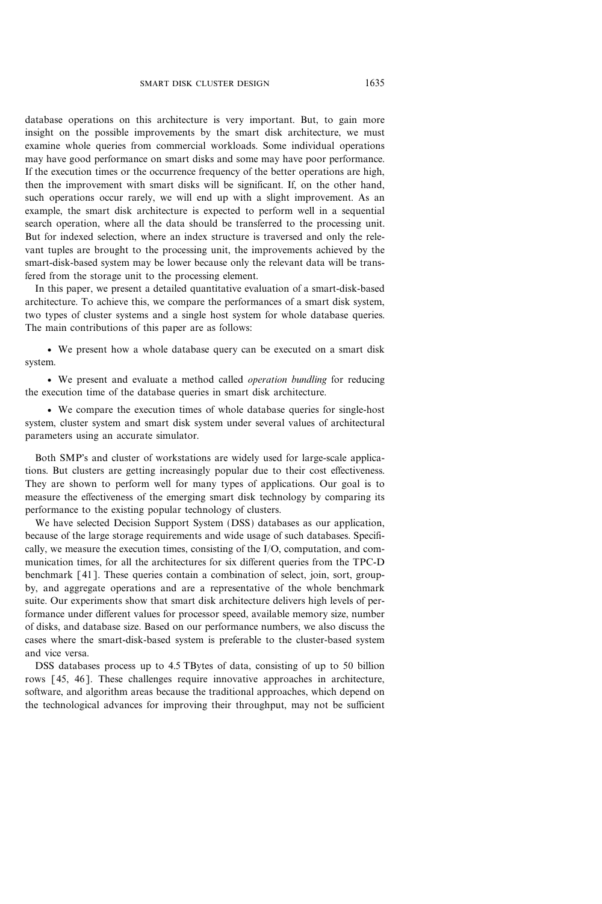database operations on this architecture is very important. But, to gain more insight on the possible improvements by the smart disk architecture, we must examine whole queries from commercial workloads. Some individual operations may have good performance on smart disks and some may have poor performance. If the execution times or the occurrence frequency of the better operations are high, then the improvement with smart disks will be significant. If, on the other hand, such operations occur rarely, we will end up with a slight improvement. As an example, the smart disk architecture is expected to perform well in a sequential search operation, where all the data should be transferred to the processing unit. But for indexed selection, where an index structure is traversed and only the relevant tuples are brought to the processing unit, the improvements achieved by the smart-disk-based system may be lower because only the relevant data will be transfered from the storage unit to the processing element.

In this paper, we present a detailed quantitative evaluation of a smart-disk-based architecture. To achieve this, we compare the performances of a smart disk system, two types of cluster systems and a single host system for whole database queries. The main contributions of this paper are as follows:

- We present how a whole database query can be executed on a smart disk system.
- We present and evaluate a method called *operation bundling* for reducing the execution time of the database queries in smart disk architecture.
- We compare the execution times of whole database queries for single-host system, cluster system and smart disk system under several values of architectural parameters using an accurate simulator.

Both SMP's and cluster of workstations are widely used for large-scale applications. But clusters are getting increasingly popular due to their cost effectiveness. They are shown to perform well for many types of applications. Our goal is to measure the effectiveness of the emerging smart disk technology by comparing its performance to the existing popular technology of clusters.

We have selected Decision Support System (DSS) databases as our application, because of the large storage requirements and wide usage of such databases. Specifically, we measure the execution times, consisting of the I/O, computation, and communication times, for all the architectures for six different queries from the TPC-D benchmark [41]. These queries contain a combination of select, join, sort, group-by, and aggregate operations and are a representative of the whole benchmark suite. Our experiments show that smart disk architecture delivers high levels of performance under different values for processor speed, available memory size, number of disks, and database size. Based on our performance numbers, we also discuss the cases where the smart-disk-based system is preferable to the cluster-based system and vice versa.

DSS databases process up to 4.5 TBytes of data, consisting of up to 50 billion rows [45, 46]. These challenges require innovative approaches in architecture, software, and algorithm areas because the traditional approaches, which depend on the technological advances for improving their throughput, may not be sufficient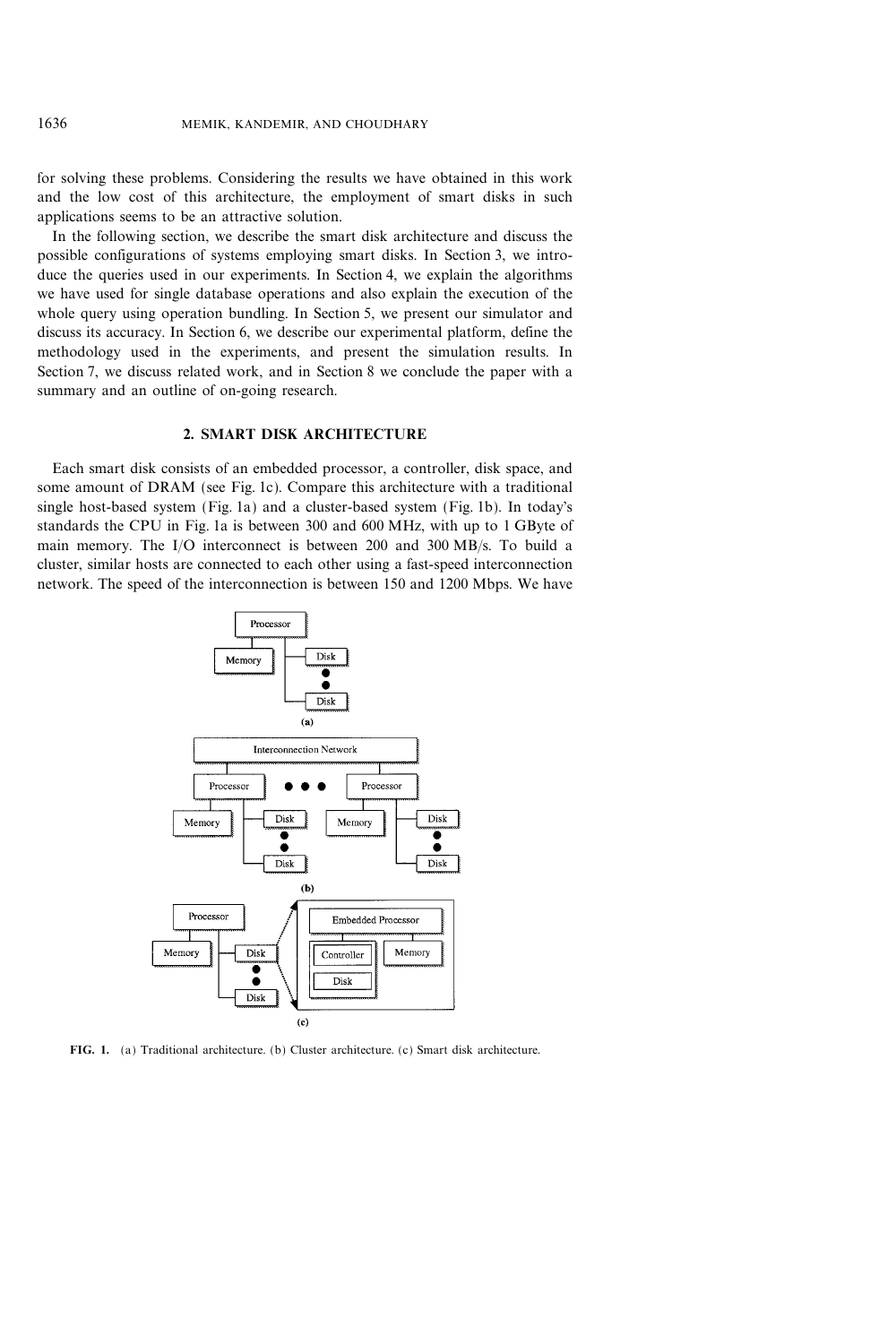for solving these problems. Considering the results we have obtained in this work and the low cost of this architecture, the employment of smart disks in such applications seems to be an attractive solution.

In the following section, we describe the smart disk architecture and discuss the possible configurations of systems employing smart disks. In Section 3, we introduce the queries used in our experiments. In Section 4, we explain the algorithms we have used for single database operations and also explain the execution of the whole query using operation bundling. In Section 5, we present our simulator and discuss its accuracy. In Section 6, we describe our experimental platform, define the methodology used in the experiments, and present the simulation results. In Section 7, we discuss related work, and in Section 8 we conclude the paper with a summary and an outline of on-going research.

## 2. SMART DISK ARCHITECTURE

Each smart disk consists of an embedded processor, a controller, disk space, and some amount of DRAM (see Fig. 1c). Compare this architecture with a traditional single host-based system (Fig. 1a) and a cluster-based system (Fig. 1b). In today's standards the CPU in Fig. 1a is between 300 and 600 MHz, with up to 1 GByte of main memory. The I/O interconnect is between 200 and 300 MB/s. To build a cluster, similar hosts are connected to each other using a fast-speed interconnection network. The speed of the interconnection is between 150 and 1200 Mbps. We have

**FIG. 1.** (a) Traditional architecture. (b) Cluster architecture. (c) Smart disk architecture.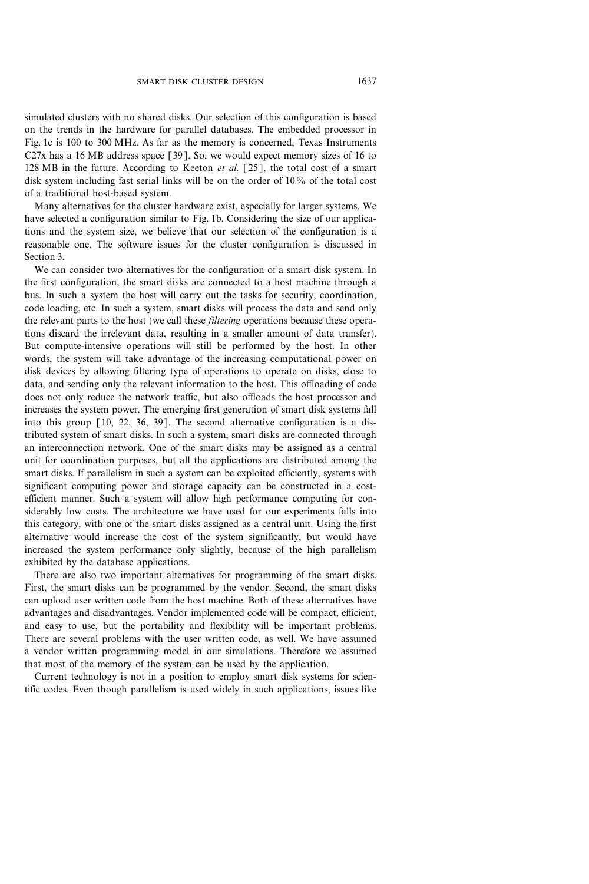simulated clusters with no shared disks. Our selection of this configuration is based on the trends in the hardware for parallel databases. The embedded processor in Fig. 1c is 100 to 300 MHz. As far as the memory is concerned, Texas Instruments C27x has a 16 MB address space [39]. So, we would expect memory sizes of 16 to 128 MB in the future. According to Keeton *et al.* [25], the total cost of a smart disk system including fast serial links will be on the order of 10% of the total cost of a traditional host-based system.

Many alternatives for the cluster hardware exist, especially for larger systems. We have selected a configuration similar to Fig. 1b. Considering the size of our applications and the system size, we believe that our selection of the configuration is a reasonable one. The software issues for the cluster configuration is discussed in Section 3.

We can consider two alternatives for the configuration of a smart disk system. In the first configuration, the smart disks are connected to a host machine through a bus. In such a system the host will carry out the tasks for security, coordination, code loading, etc. In such a system, smart disks will process the data and send only the relevant parts to the host (we call these *filtering* operations because these operations discard the irrelevant data, resulting in a smaller amount of data transfer). But compute-intensive operations will still be performed by the host. In other words, the system will take advantage of the increasing computational power on disk devices by allowing filtering type of operations to operate on disks, close to data, and sending only the relevant information to the host. This offloading of code does not only reduce the network traffic, but also offloads the host processor and increases the system power. The emerging first generation of smart disk systems fall into this group [10, 22, 36, 39]. The second alternative configuration is a distributed system of smart disks. In such a system, smart disks are connected through an interconnection network. One of the smart disks may be assigned as a central unit for coordination purposes, but all the applications are distributed among the smart disks. If parallelism in such a system can be exploited efficiently, systems with significant computing power and storage capacity can be constructed in a cost-efficient manner. Such a system will allow high performance computing for considerably low costs. The architecture we have used for our experiments falls into this category, with one of the smart disks assigned as a central unit. Using the first alternative would increase the cost of the system significantly, but would have increased the system performance only slightly, because of the high parallelism exhibited by the database applications.

There are also two important alternatives for programming of the smart disks. First, the smart disks can be programmed by the vendor. Second, the smart disks can upload user written code from the host machine. Both of these alternatives have advantages and disadvantages. Vendor implemented code will be compact, efficient, and easy to use, but the portability and flexibility will be important problems. There are several problems with the user written code, as well. We have assumed a vendor written programming model in our simulations. Therefore we assumed that most of the memory of the system can be used by the application.

Current technology is not in a position to employ smart disk systems for scientific codes. Even though parallelism is used widely in such applications, issues like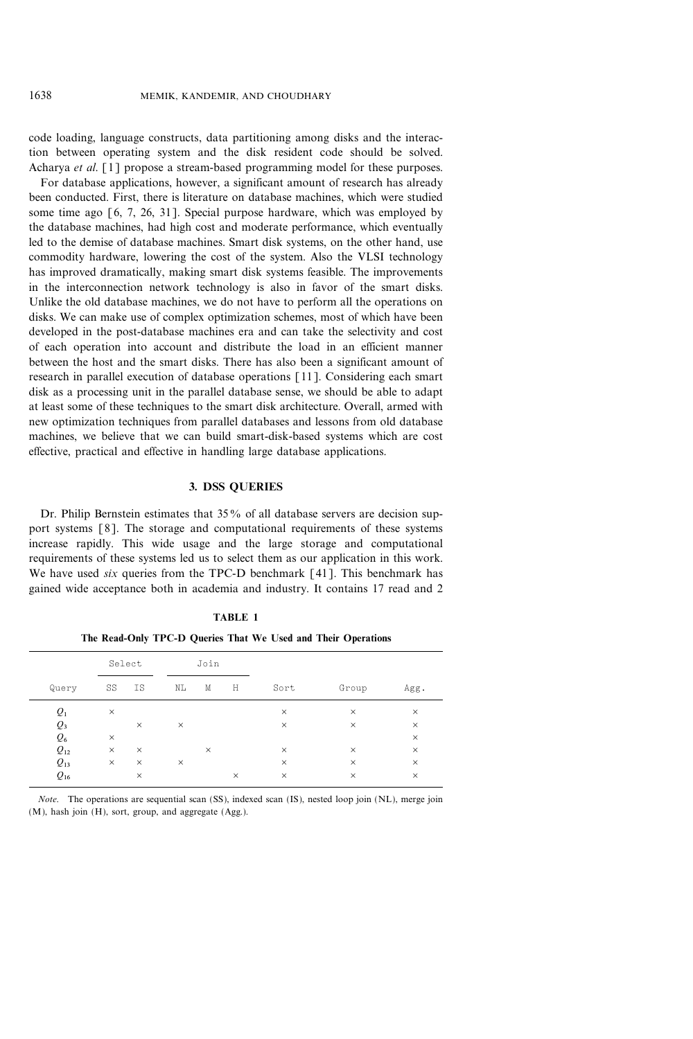code loading, language constructs, data partitioning among disks and the interaction between operating system and the disk resident code should be solved. Acharya *et al.* [1] propose a stream-based programming model for these purposes.

For database applications, however, a significant amount of research has already been conducted. First, there is literature on database machines, which were studied some time ago [6, 7, 26, 31]. Special purpose hardware, which was employed by the database machines, had high cost and moderate performance, which eventually led to the demise of database machines. Smart disk systems, on the other hand, use commodity hardware, lowering the cost of the system. Also the VLSI technology has improved dramatically, making smart disk systems feasible. The improvements in the interconnection network technology is also in favor of the smart disks. Unlike the old database machines, we do not have to perform all the operations on disks. We can make use of complex optimization schemes, most of which have been developed in the post-database machines era and can take the selectivity and cost of each operation into account and distribute the load in an efficient manner between the host and the smart disks. There has also been a significant amount of research in parallel execution of database operations [11]. Considering each smart disk as a processing unit in the parallel database sense, we should be able to adapt at least some of these techniques to the smart disk architecture. Overall, armed with new optimization techniques from parallel databases and lessons from old database machines, we believe that we can build smart-disk-based systems which are cost effective, practical and effective in handling large database applications.

## 3. DSS QUERIES

Dr. Philip Bernstein estimates that 35% of all database servers are decision support systems [8]. The storage and computational requirements of these systems increase rapidly. This wide usage and the large storage and computational requirements of these systems led us to select them as our application in this work. We have used *six* queries from the TPC-D benchmark [41]. This benchmark has gained wide acceptance both in academia and industry. It contains 17 read and 2

**TABLE 1**

**The Read-Only TPC-D Queries That We Used and Their Operations**

| Query | Select | | Join | | | Sort | Group | Agg. |
|---|---|---|---|---|---|---|---|---|
| | SS | IS | NL | M | H | | | |
| $Q_1$ | × | | | | | × | × | × |
| $Q_3$ | | × | × | | | × | × | × |
| $Q_6$ | × | | | | | | | × |
| $Q_{12}$ | × | × | | × | | × | × | × |
| $Q_{13}$ | × | × | × | | | × | × | × |
| $Q_{16}$ | | × | | | × | × | × | × |

*Note.* The operations are sequential scan (SS), indexed scan (IS), nested loop join (NL), merge join (M), hash join (H), sort, group, and aggregate (Agg.).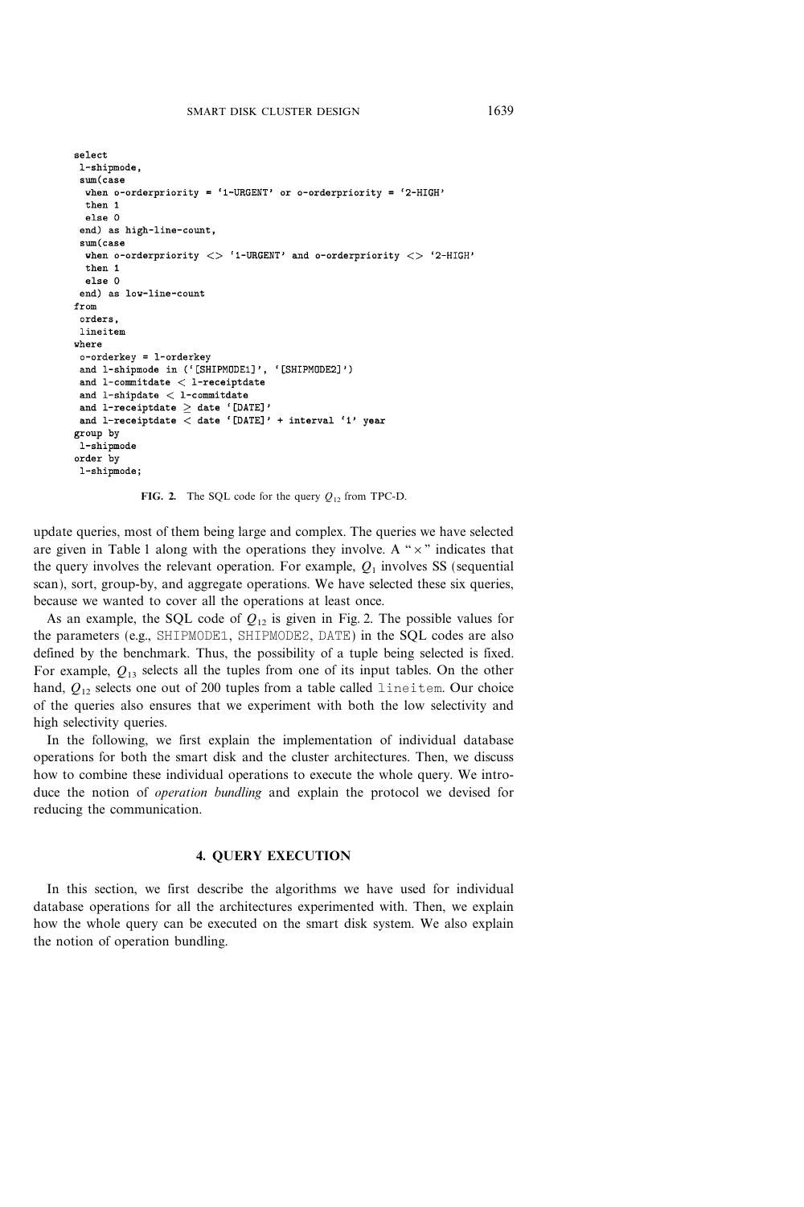```
select
 l-shipmode,
 sum(case
  when o-orderpriority = '1-URGENT' or o-orderpriority = '2-HIGH'
  then 1
  else 0
 end) as high-line-count,
 sum(case
  when o-orderpriority <> '1-URGENT' and o-orderpriority <> '2-HIGH'
  then 1
  else 0
 end) as low-line-count
from
 orders,
 lineitem
where
 o-orderkey = l-orderkey
 and l-shipmode in ('[SHIPMODE1]', '[SHIPMODE2]')
 and l-commitdate < l-receiptdate
 and l-shipdate < l-commitdate
 and l-receiptdate ≥ date '[DATE]'
 and l-receiptdate < date '[DATE]' + interval '1' year
group by
 l-shipmode
order by
 l-shipmode;
```

**FIG. 2.** The SQL code for the query $Q_{12}$ from TPC-D.

update queries, most of them being large and complex. The queries we have selected are given in Table 1 along with the operations they involve. A "×" indicates that the query involves the relevant operation. For example, $Q_1$ involves SS (sequential scan), sort, group-by, and aggregate operations. We have selected these six queries, because we wanted to cover all the operations at least once.

As an example, the SQL code of $Q_{12}$ is given in Fig. 2. The possible values for the parameters (e.g., SHIPMODE1, SHIPMODE2, DATE) in the SQL codes are also defined by the benchmark. Thus, the possibility of a tuple being selected is fixed. For example, $Q_{13}$ selects all the tuples from one of its input tables. On the other hand, $Q_{12}$ selects one out of 200 tuples from a table called lineitem. Our choice of the queries also ensures that we experiment with both the low selectivity and high selectivity queries.

In the following, we first explain the implementation of individual database operations for both the smart disk and the cluster architectures. Then, we discuss how to combine these individual operations to execute the whole query. We introduce the notion of *operation bundling* and explain the protocol we devised for reducing the communication.

## 4. QUERY EXECUTION

In this section, we first describe the algorithms we have used for individual database operations for all the architectures experimented with. Then, we explain how the whole query can be executed on the smart disk system. We also explain the notion of operation bundling.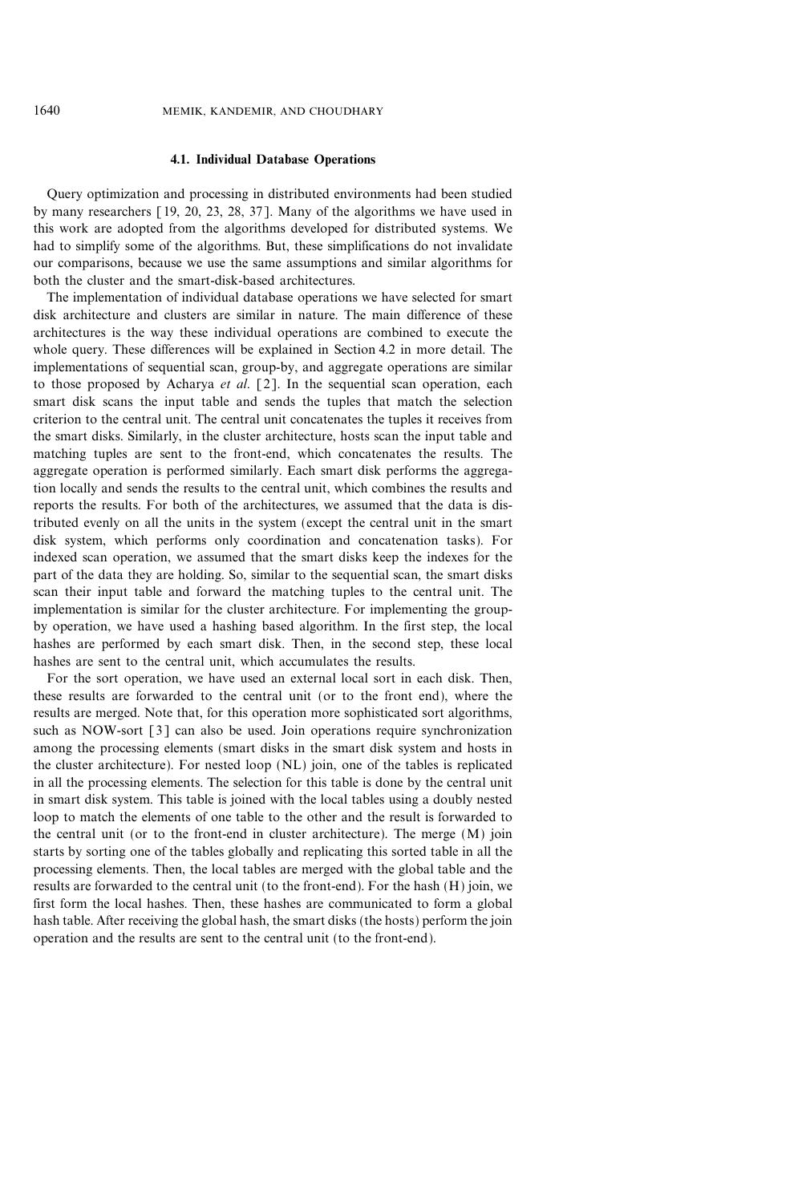### 4.1. Individual Database Operations

Query optimization and processing in distributed environments had been studied by many researchers [19, 20, 23, 28, 37]. Many of the algorithms we have used in this work are adopted from the algorithms developed for distributed systems. We had to simplify some of the algorithms. But, these simplifications do not invalidate our comparisons, because we use the same assumptions and similar algorithms for both the cluster and the smart-disk-based architectures.

The implementation of individual database operations we have selected for smart disk architecture and clusters are similar in nature. The main difference of these architectures is the way these individual operations are combined to execute the whole query. These differences will be explained in Section 4.2 in more detail. The implementations of sequential scan, group-by, and aggregate operations are similar to those proposed by Acharya *et al.* [2]. In the sequential scan operation, each smart disk scans the input table and sends the tuples that match the selection criterion to the central unit. The central unit concatenates the tuples it receives from the smart disks. Similarly, in the cluster architecture, hosts scan the input table and matching tuples are sent to the front-end, which concatenates the results. The aggregate operation is performed similarly. Each smart disk performs the aggregation locally and sends the results to the central unit, which combines the results and reports the results. For both of the architectures, we assumed that the data is distributed evenly on all the units in the system (except the central unit in the smart disk system, which performs only coordination and concatenation tasks). For indexed scan operation, we assumed that the smart disks keep the indexes for the part of the data they are holding. So, similar to the sequential scan, the smart disks scan their input table and forward the matching tuples to the central unit. The implementation is similar for the cluster architecture. For implementing the group-by operation, we have used a hashing based algorithm. In the first step, the local hashes are performed by each smart disk. Then, in the second step, these local hashes are sent to the central unit, which accumulates the results.

For the sort operation, we have used an external local sort in each disk. Then, these results are forwarded to the central unit (or to the front end), where the results are merged. Note that, for this operation more sophisticated sort algorithms, such as NOW-sort [3] can also be used. Join operations require synchronization among the processing elements (smart disks in the smart disk system and hosts in the cluster architecture). For nested loop (NL) join, one of the tables is replicated in all the processing elements. The selection for this table is done by the central unit in smart disk system. This table is joined with the local tables using a doubly nested loop to match the elements of one table to the other and the result is forwarded to the central unit (or to the front-end in cluster architecture). The merge (M) join starts by sorting one of the tables globally and replicating this sorted table in all the processing elements. Then, the local tables are merged with the global table and the results are forwarded to the central unit (to the front-end). For the hash (H) join, we first form the local hashes. Then, these hashes are communicated to form a global hash table. After receiving the global hash, the smart disks (the hosts) perform the join operation and the results are sent to the central unit (to the front-end).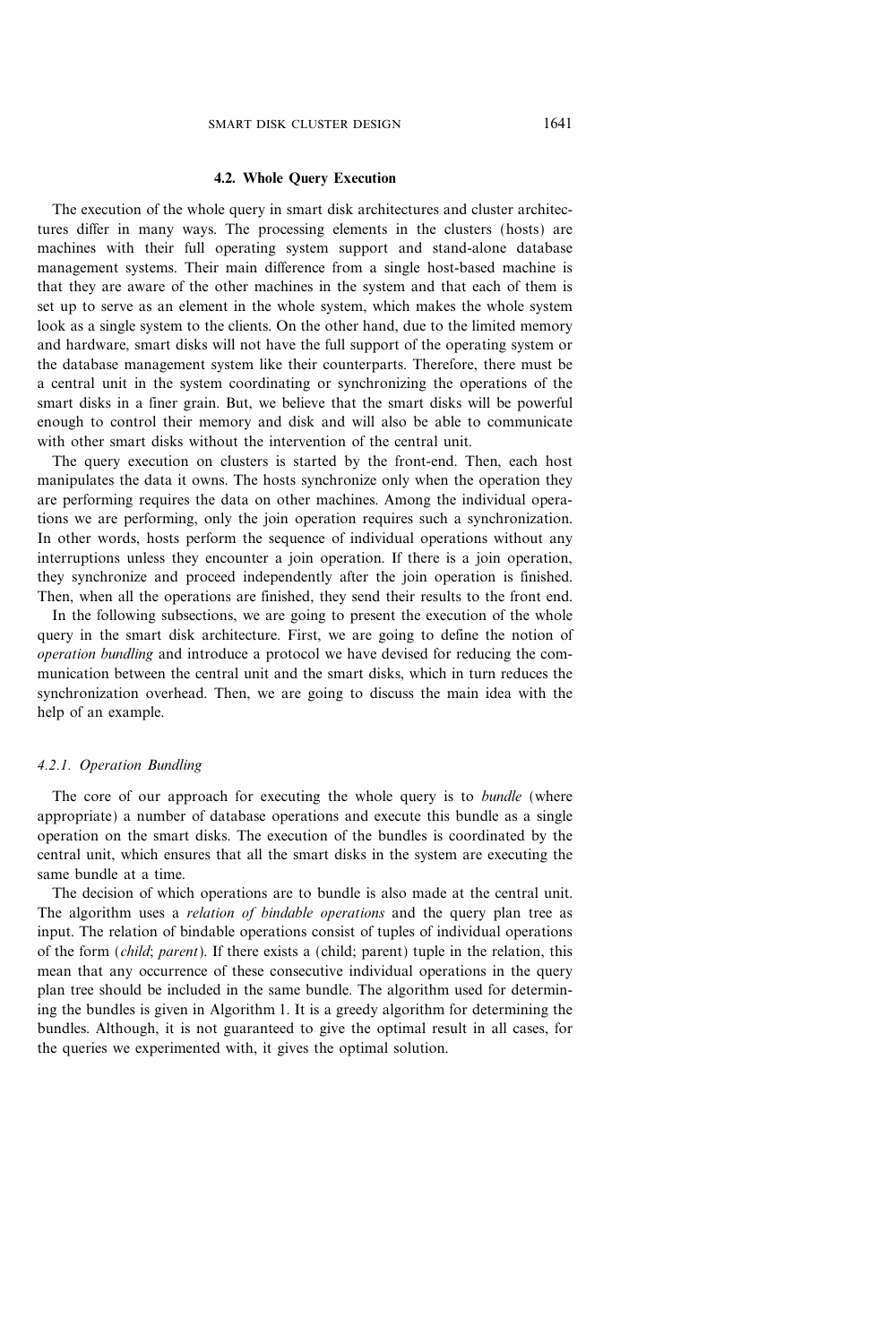### 4.2. Whole Query Execution

The execution of the whole query in smart disk architectures and cluster architectures differ in many ways. The processing elements in the clusters (hosts) are machines with their full operating system support and stand-alone database management systems. Their main difference from a single host-based machine is that they are aware of the other machines in the system and that each of them is set up to serve as an element in the whole system, which makes the whole system look as a single system to the clients. On the other hand, due to the limited memory and hardware, smart disks will not have the full support of the operating system or the database management system like their counterparts. Therefore, there must be a central unit in the system coordinating or synchronizing the operations of the smart disks in a finer grain. But, we believe that the smart disks will be powerful enough to control their memory and disk and will also be able to communicate with other smart disks without the intervention of the central unit.

The query execution on clusters is started by the front-end. Then, each host manipulates the data it owns. The hosts synchronize only when the operation they are performing requires the data on other machines. Among the individual operations we are performing, only the join operation requires such a synchronization. In other words, hosts perform the sequence of individual operations without any interruptions unless they encounter a join operation. If there is a join operation, they synchronize and proceed independently after the join operation is finished. Then, when all the operations are finished, they send their results to the front end.

In the following subsections, we are going to present the execution of the whole query in the smart disk architecture. First, we are going to define the notion of *operation bundling* and introduce a protocol we have devised for reducing the communication between the central unit and the smart disks, which in turn reduces the synchronization overhead. Then, we are going to discuss the main idea with the help of an example.

#### *4.2.1. Operation Bundling*

The core of our approach for executing the whole query is to *bundle* (where appropriate) a number of database operations and execute this bundle as a single operation on the smart disks. The execution of the bundles is coordinated by the central unit, which ensures that all the smart disks in the system are executing the same bundle at a time.

The decision of which operations are to bundle is also made at the central unit. The algorithm uses a *relation of bindable operations* and the query plan tree as input. The relation of bindable operations consist of tuples of individual operations of the form (*child*; *parent*). If there exists a (child; parent) tuple in the relation, this mean that any occurrence of these consecutive individual operations in the query plan tree should be included in the same bundle. The algorithm used for determining the bundles is given in Algorithm 1. It is a greedy algorithm for determining the bundles. Although, it is not guaranteed to give the optimal result in all cases, for the queries we experimented with, it gives the optimal solution.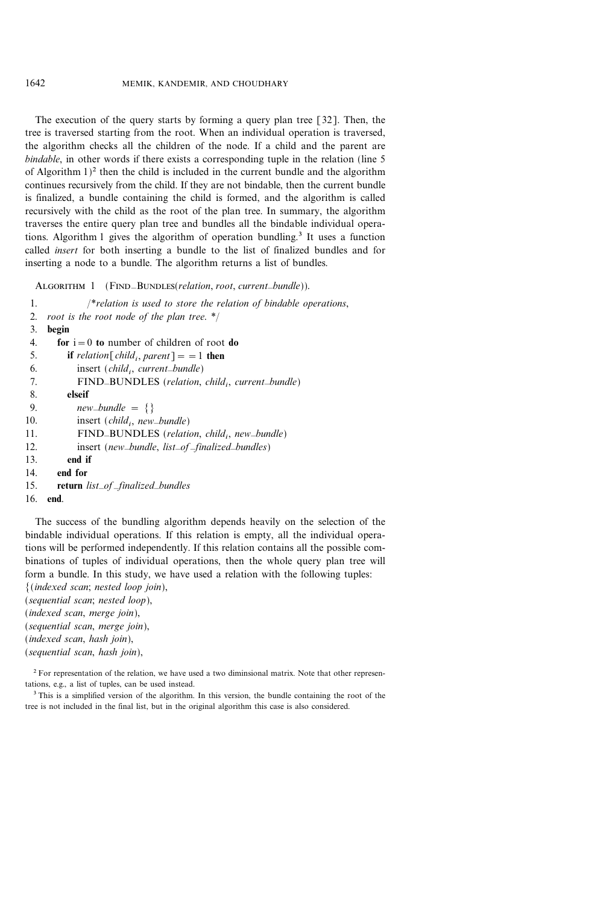The execution of the query starts by forming a query plan tree [32]. Then, the tree is traversed starting from the root. When an individual operation is traversed, the algorithm checks all the children of the node. If a child and the parent are *bindable*, in other words if there exists a corresponding tuple in the relation (line 5 of Algorithm 1)[2] then the child is included in the current bundle and the algorithm continues recursively from the child. If they are not bindable, then the current bundle is finalized, a bundle containing the child is formed, and the algorithm is called recursively with the child as the root of the plan tree. In summary, the algorithm traverses the entire query plan tree and bundles all the bindable individual operations. Algorithm 1 gives the algorithm of operation bundling.[3] It uses a function called *insert* for both inserting a bundle to the list of finalized bundles and for inserting a node to a bundle. The algorithm returns a list of bundles.

ALGORITHM 1 (FIND_BUNDLES(*relation*, *root*, *current_bundle*)).

```
 1.          /*relation is used to store the relation of bindable operations,
 2.  root is the root node of the plan tree. */
 3.  begin
 4.    for i = 0 to number of children of root do
 5.      if relation[child_i, parent] = = 1 then
 6.        insert (child_i, current_bundle)
 7.        FIND_BUNDLES (relation, child_i, current_bundle)
 8.      elseif
 9.        new_bundle = {}
10.        insert (child_i, new_bundle)
11.        FIND_BUNDLES (relation, child_i, new_bundle)
12.        insert (new_bundle, list_of_finalized_bundles)
13.      end if
14.    end for
15.    return list_of_finalized_bundles
16.  end.
```

The success of the bundling algorithm depends heavily on the selection of the bindable individual operations. If this relation is empty, all the individual operations will be performed independently. If this relation contains all the possible combinations of tuples of individual operations, then the whole query plan tree will form a bundle. In this study, we have used a relation with the following tuples:
{(*indexed scan*; *nested loop join*),
(*sequential scan*; *nested loop*),
(*indexed scan*, *merge join*),
(*sequential scan*, *merge join*),
(*indexed scan*, *hash join*),
(*sequential scan*, *hash join*),

[2] For representation of the relation, we have used a two diminsional matrix. Note that other representations, e.g., a list of tuples, can be used instead.

[3] This is a simplified version of the algorithm. In this version, the bundle containing the root of the tree is not included in the final list, but in the original algorithm this case is also considered.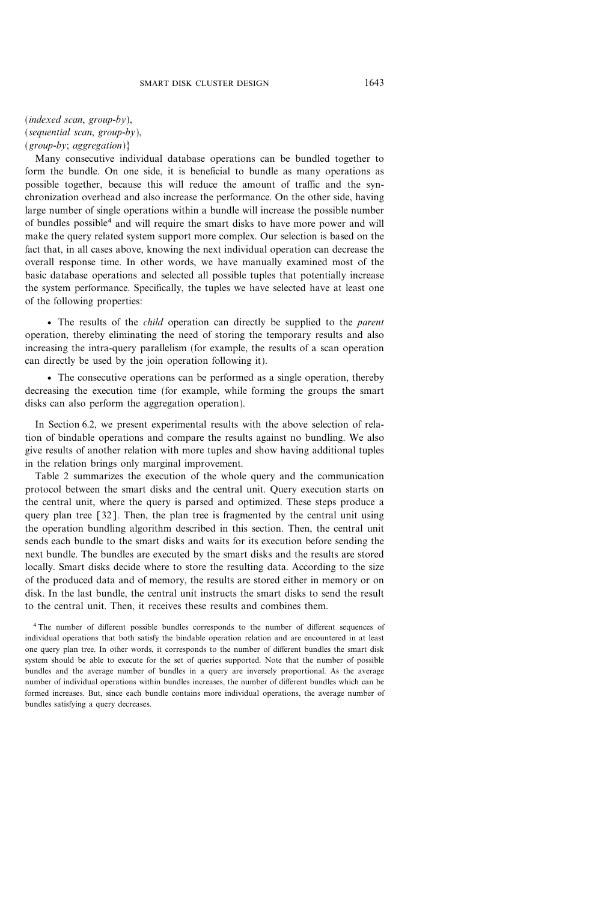(*indexed scan*, *group-by*),
(*sequential scan*, *group-by*),
(*group-by*; *aggregation*)}

Many consecutive individual database operations can be bundled together to form the bundle. On one side, it is beneficial to bundle as many operations as possible together, because this will reduce the amount of traffic and the synchronization overhead and also increase the performance. On the other side, having large number of single operations within a bundle will increase the possible number of bundles possible[4] and will require the smart disks to have more power and will make the query related system support more complex. Our selection is based on the fact that, in all cases above, knowing the next individual operation can decrease the overall response time. In other words, we have manually examined most of the basic database operations and selected all possible tuples that potentially increase the system performance. Specifically, the tuples we have selected have at least one of the following properties:

- The results of the *child* operation can directly be supplied to the *parent* operation, thereby eliminating the need of storing the temporary results and also increasing the intra-query parallelism (for example, the results of a scan operation can directly be used by the join operation following it).

- The consecutive operations can be performed as a single operation, thereby decreasing the execution time (for example, while forming the groups the smart disks can also perform the aggregation operation).

In Section 6.2, we present experimental results with the above selection of relation of bindable operations and compare the results against no bundling. We also give results of another relation with more tuples and show having additional tuples in the relation brings only marginal improvement.

Table 2 summarizes the execution of the whole query and the communication protocol between the smart disks and the central unit. Query execution starts on the central unit, where the query is parsed and optimized. These steps produce a query plan tree [32]. Then, the plan tree is fragmented by the central unit using the operation bundling algorithm described in this section. Then, the central unit sends each bundle to the smart disks and waits for its execution before sending the next bundle. The bundles are executed by the smart disks and the results are stored locally. Smart disks decide where to store the resulting data. According to the size of the produced data and of memory, the results are stored either in memory or on disk. In the last bundle, the central unit instructs the smart disks to send the result to the central unit. Then, it receives these results and combines them.

[4] The number of different possible bundles corresponds to the number of different sequences of individual operations that both satisfy the bindable operation relation and are encountered in at least one query plan tree. In other words, it corresponds to the number of different bundles the smart disk system should be able to execute for the set of queries supported. Note that the number of possible bundles and the average number of bundles in a query are inversely proportional. As the average number of individual operations within bundles increases, the number of different bundles which can be formed increases. But, since each bundle contains more individual operations, the average number of bundles satisfying a query decreases.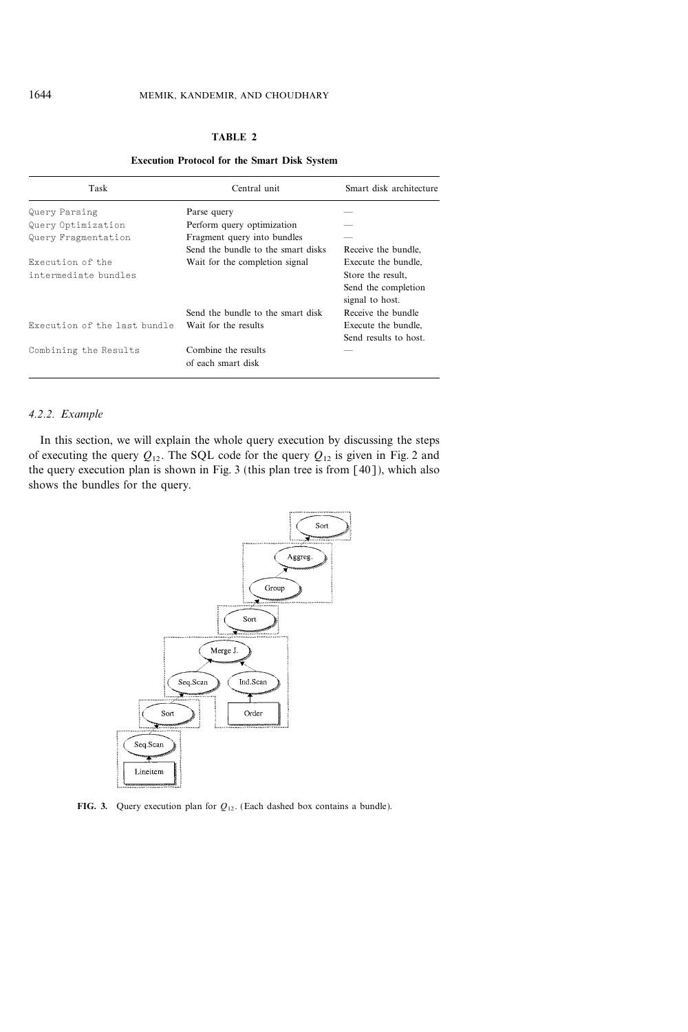**TABLE 2**

**Execution Protocol for the Smart Disk System**

| Task | Central unit | Smart disk architecture |
|---|---|---|
| Query Parsing | Parse query | — |
| Query Optimization | Perform query optimization | — |
| Query Fragmentation | Fragment query into bundles | — |
| | Send the bundle to the smart disks | Receive the bundle, |
| Execution of the intermediate bundles | Wait for the completion signal | Execute the bundle, Store the result, Send the completion signal to host. |
| | Send the bundle to the smart disk | Receive the bundle |
| Execution of the last bundle | Wait for the results | Execute the bundle, Send results to host. |
| Combining the Results | Combine the results of each smart disk | — |

### 4.2.2. *Example*

In this section, we will explain the whole query execution by discussing the steps of executing the query $Q_{12}$. The SQL code for the query $Q_{12}$ is given in Fig. 2 and the query execution plan is shown in Fig. 3 (this plan tree is from [40]), which also shows the bundles for the query.

**FIG. 3.** Query execution plan for $Q_{12}$. (Each dashed box contains a bundle).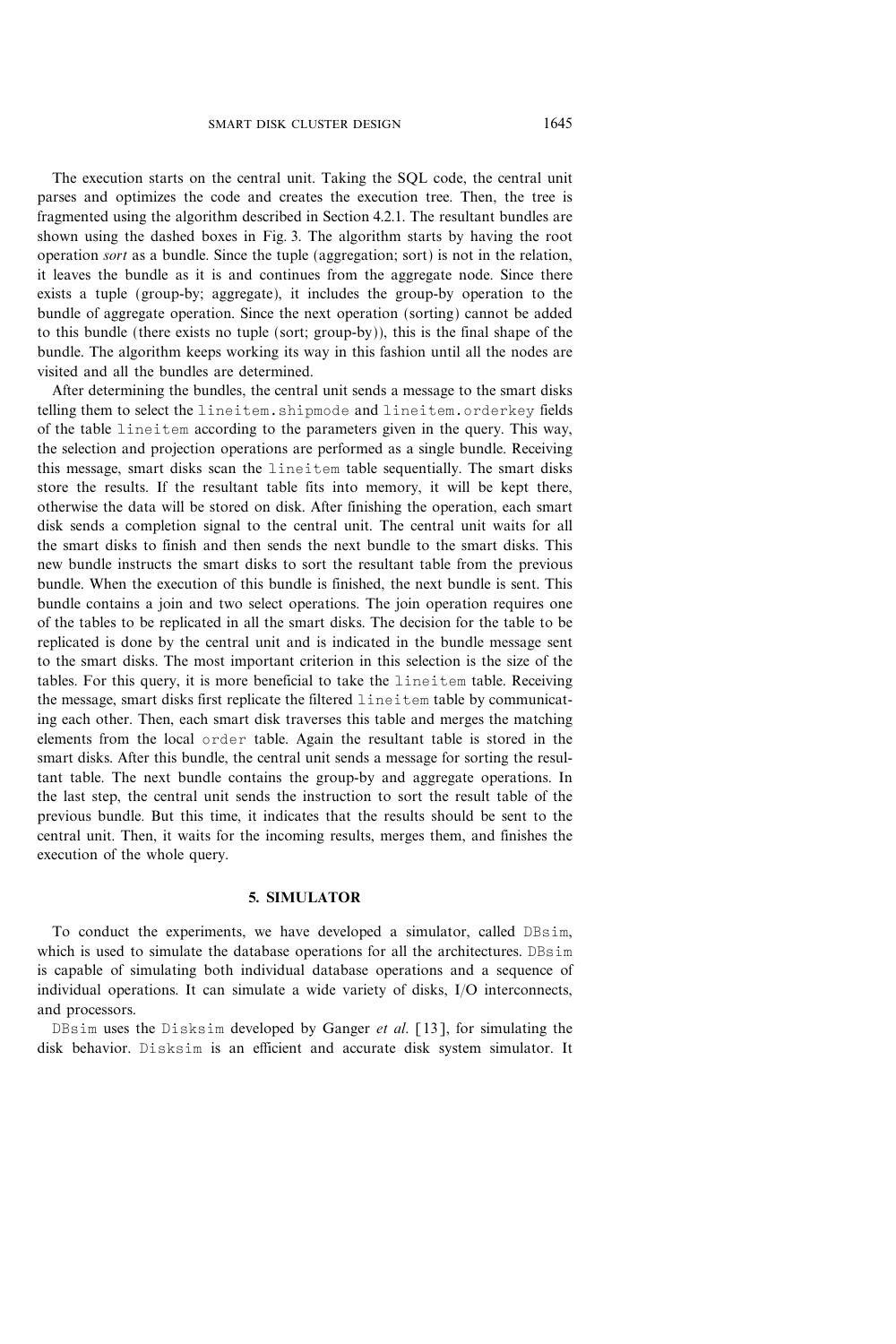The execution starts on the central unit. Taking the SQL code, the central unit parses and optimizes the code and creates the execution tree. Then, the tree is fragmented using the algorithm described in Section 4.2.1. The resultant bundles are shown using the dashed boxes in Fig. 3. The algorithm starts by having the root operation *sort* as a bundle. Since the tuple (aggregation; sort) is not in the relation, it leaves the bundle as it is and continues from the aggregate node. Since there exists a tuple (group-by; aggregate), it includes the group-by operation to the bundle of aggregate operation. Since the next operation (sorting) cannot be added to this bundle (there exists no tuple (sort; group-by)), this is the final shape of the bundle. The algorithm keeps working its way in this fashion until all the nodes are visited and all the bundles are determined.

After determining the bundles, the central unit sends a message to the smart disks telling them to select the `lineitem.shipmode` and `lineitem.orderkey` fields of the table `lineitem` according to the parameters given in the query. This way, the selection and projection operations are performed as a single bundle. Receiving this message, smart disks scan the `lineitem` table sequentially. The smart disks store the results. If the resultant table fits into memory, it will be kept there, otherwise the data will be stored on disk. After finishing the operation, each smart disk sends a completion signal to the central unit. The central unit waits for all the smart disks to finish and then sends the next bundle to the smart disks. This new bundle instructs the smart disks to sort the resultant table from the previous bundle. When the execution of this bundle is finished, the next bundle is sent. This bundle contains a join and two select operations. The join operation requires one of the tables to be replicated in all the smart disks. The decision for the table to be replicated is done by the central unit and is indicated in the bundle message sent to the smart disks. The most important criterion in this selection is the size of the tables. For this query, it is more beneficial to take the `lineitem` table. Receiving the message, smart disks first replicate the filtered `lineitem` table by communicating each other. Then, each smart disk traverses this table and merges the matching elements from the local `order` table. Again the resultant table is stored in the smart disks. After this bundle, the central unit sends a message for sorting the resultant table. The next bundle contains the group-by and aggregate operations. In the last step, the central unit sends the instruction to sort the result table of the previous bundle. But this time, it indicates that the results should be sent to the central unit. Then, it waits for the incoming results, merges them, and finishes the execution of the whole query.

## 5. SIMULATOR

To conduct the experiments, we have developed a simulator, called `DBsim`, which is used to simulate the database operations for all the architectures. `DBsim` is capable of simulating both individual database operations and a sequence of individual operations. It can simulate a wide variety of disks, I/O interconnects, and processors.

`DBsim` uses the `Disksim` developed by Ganger *et al.* [13], for simulating the disk behavior. `Disksim` is an efficient and accurate disk system simulator. It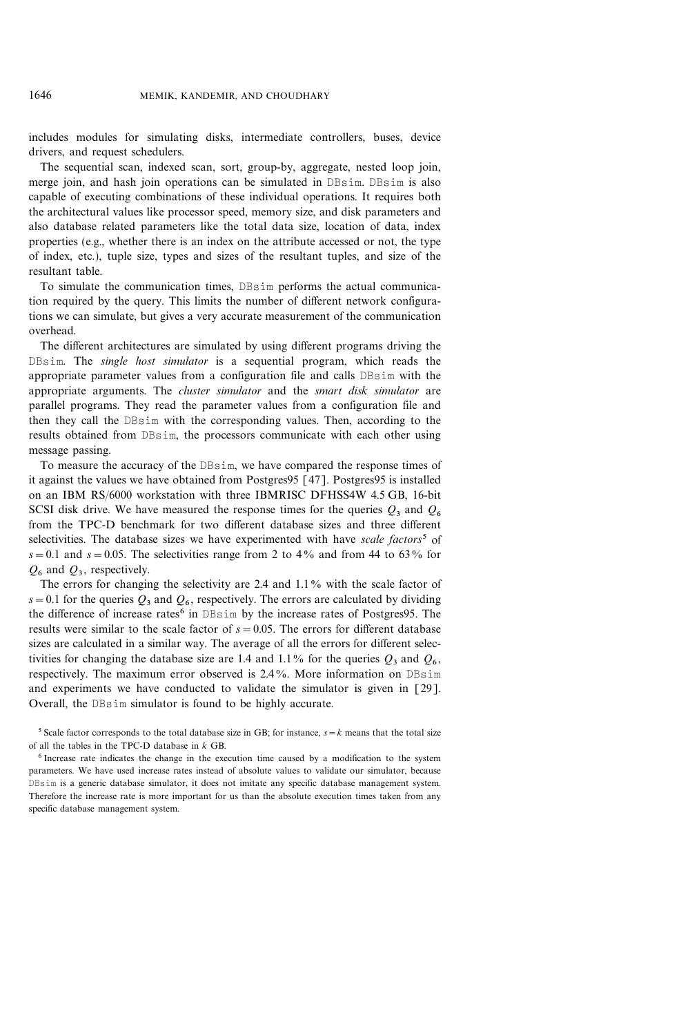includes modules for simulating disks, intermediate controllers, buses, device drivers, and request schedulers.

The sequential scan, indexed scan, sort, group-by, aggregate, nested loop join, merge join, and hash join operations can be simulated in DBsim. DBsim is also capable of executing combinations of these individual operations. It requires both the architectural values like processor speed, memory size, and disk parameters and also database related parameters like the total data size, location of data, index properties (e.g., whether there is an index on the attribute accessed or not, the type of index, etc.), tuple size, types and sizes of the resultant tuples, and size of the resultant table.

To simulate the communication times, DBsim performs the actual communication required by the query. This limits the number of different network configurations we can simulate, but gives a very accurate measurement of the communication overhead.

The different architectures are simulated by using different programs driving the DBsim. The *single host simulator* is a sequential program, which reads the appropriate parameter values from a configuration file and calls DBsim with the appropriate arguments. The *cluster simulator* and the *smart disk simulator* are parallel programs. They read the parameter values from a configuration file and then they call the DBsim with the corresponding values. Then, according to the results obtained from DBsim, the processors communicate with each other using message passing.

To measure the accuracy of the DBsim, we have compared the response times of it against the values we have obtained from Postgres95 [47]. Postgres95 is installed on an IBM RS/6000 workstation with three IBMRISC DFHSS4W 4.5 GB, 16-bit SCSI disk drive. We have measured the response times for the queries $Q_3$ and $Q_6$ from the TPC-D benchmark for two different database sizes and three different selectivities. The database sizes we have experimented with have *scale factors*[5] of $s = 0.1$ and $s = 0.05$. The selectivities range from 2 to 4% and from 44 to 63% for $Q_6$ and $Q_3$, respectively.

The errors for changing the selectivity are 2.4 and 1.1% with the scale factor of $s = 0.1$ for the queries $Q_3$ and $Q_6$, respectively. The errors are calculated by dividing the difference of increase rates[6] in DBsim by the increase rates of Postgres95. The results were similar to the scale factor of $s = 0.05$. The errors for different database sizes are calculated in a similar way. The average of all the errors for different selectivities for changing the database size are 1.4 and 1.1% for the queries $Q_3$ and $Q_6$, respectively. The maximum error observed is 2.4%. More information on DBsim and experiments we have conducted to validate the simulator is given in [29]. Overall, the DBsim simulator is found to be highly accurate.

[5] Scale factor corresponds to the total database size in GB; for instance, $s = k$ means that the total size of all the tables in the TPC-D database in $k$ GB.

[6] Increase rate indicates the change in the execution time caused by a modification to the system parameters. We have used increase rates instead of absolute values to validate our simulator, because DBsim is a generic database simulator, it does not imitate any specific database management system. Therefore the increase rate is more important for us than the absolute execution times taken from any specific database management system.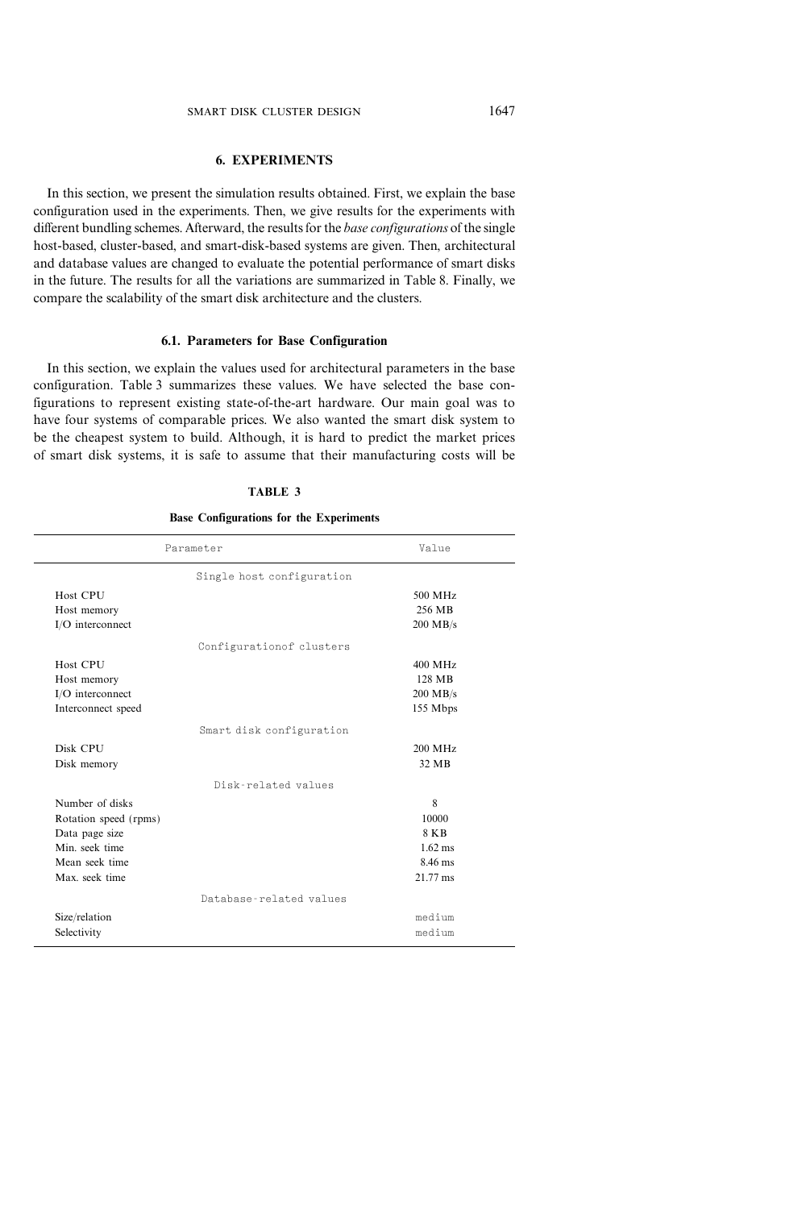## 6. EXPERIMENTS

In this section, we present the simulation results obtained. First, we explain the base configuration used in the experiments. Then, we give results for the experiments with different bundling schemes. Afterward, the results for the *base configurations* of the single host-based, cluster-based, and smart-disk-based systems are given. Then, architectural and database values are changed to evaluate the potential performance of smart disks in the future. The results for all the variations are summarized in Table 8. Finally, we compare the scalability of the smart disk architecture and the clusters.

### 6.1. Parameters for Base Configuration

In this section, we explain the values used for architectural parameters in the base configuration. Table 3 summarizes these values. We have selected the base configurations to represent existing state-of-the-art hardware. Our main goal was to have four systems of comparable prices. We also wanted the smart disk system to be the cheapest system to build. Although, it is hard to predict the market prices of smart disk systems, it is safe to assume that their manufacturing costs will be

**TABLE 3**

**Base Configurations for the Experiments**

| Parameter | Value |
|---|---|
| Single host configuration | |
| Host CPU | 500 MHz |
| Host memory | 256 MB |
| I/O interconnect | 200 MB/s |
| Configurationof clusters | |
| Host CPU | 400 MHz |
| Host memory | 128 MB |
| I/O interconnect | 200 MB/s |
| Interconnect speed | 155 Mbps |
| Smart disk configuration | |
| Disk CPU | 200 MHz |
| Disk memory | 32 MB |
| Disk-related values | |
| Number of disks | 8 |
| Rotation speed (rpms) | 10000 |
| Data page size | 8 KB |
| Min. seek time | 1.62 ms |
| Mean seek time | 8.46 ms |
| Max. seek time | 21.77 ms |
| Database-related values | |
| Size/relation | medium |
| Selectivity | medium |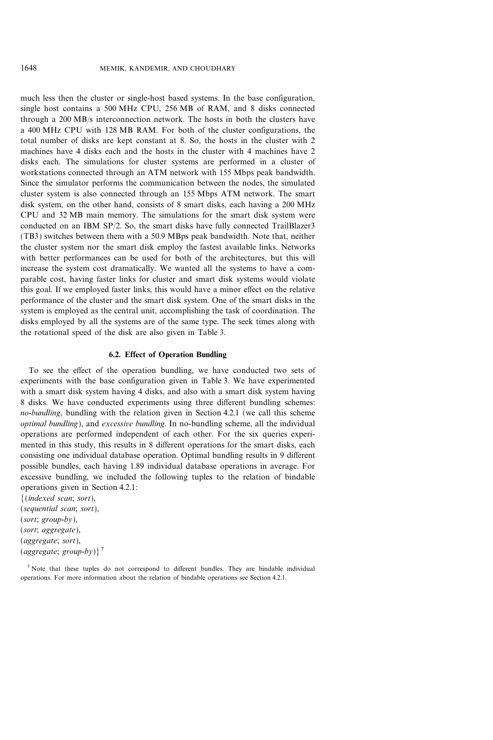much less then the cluster or single-host based systems. In the base configuration, single host contains a 500 MHz CPU, 256 MB of RAM, and 8 disks connected through a 200 MB/s interconnection network. The hosts in both the clusters have a 400 MHz CPU with 128 MB RAM. For both of the cluster configurations, the total number of disks are kept constant at 8. So, the hosts in the cluster with 2 machines have 4 disks each and the hosts in the cluster with 4 machines have 2 disks each. The simulations for cluster systems are performed in a cluster of workstations connected through an ATM network with 155 Mbps peak bandwidth. Since the simulator performs the communication between the nodes, the simulated cluster system is also connected through an 155 Mbps ATM network. The smart disk system, on the other hand, consists of 8 smart disks, each having a 200 MHz CPU and 32 MB main memory. The simulations for the smart disk system were conducted on an IBM SP/2. So, the smart disks have fully connected TrailBlazer3 (TB3) switches between them with a 50.9 MBps peak bandwidth. Note that, neither the cluster system nor the smart disk employ the fastest available links. Networks with better performances can be used for both of the architectures, but this will increase the system cost dramatically. We wanted all the systems to have a comparable cost, having faster links for cluster and smart disk systems would violate this goal. If we employed faster links, this would have a minor effect on the relative performance of the cluster and the smart disk system. One of the smart disks in the system is employed as the central unit, accomplishing the task of coordination. The disks employed by all the systems are of the same type. The seek times along with the rotational speed of the disk are also given in Table 3.

### 6.2. Effect of Operation Bundling

To see the effect of the operation bundling, we have conducted two sets of experiments with the base configuration given in Table 3. We have experimented with a smart disk system having 4 disks, and also with a smart disk system having 8 disks. We have conducted experiments using three different bundling schemes: *no-bundling*, bundling with the relation given in Section 4.2.1 (we call this scheme *optimal bundling*), and *excessive bundling*. In no-bundling scheme, all the individual operations are performed independent of each other. For the six queries experimented in this study, this results in 8 different operations for the smart disks, each consisting one individual database operation. Optimal bundling results in 9 different possible bundles, each having 1.89 individual database operations in average. For excessive bundling, we included the following tuples to the relation of bindable operations given in Section 4.2.1:

{(*indexed scan*; *sort*),
(*sequential scan*; *sort*),
(*sort*; *group-by*),
(*sort*; *aggregate*),
(*aggregate*; *sort*),
(*aggregate*; *group-by*)}[7]

[7] Note that these tuples do not correspond to different bundles. They are bindable individual operations. For more information about the relation of bindable operations see Section 4.2.1.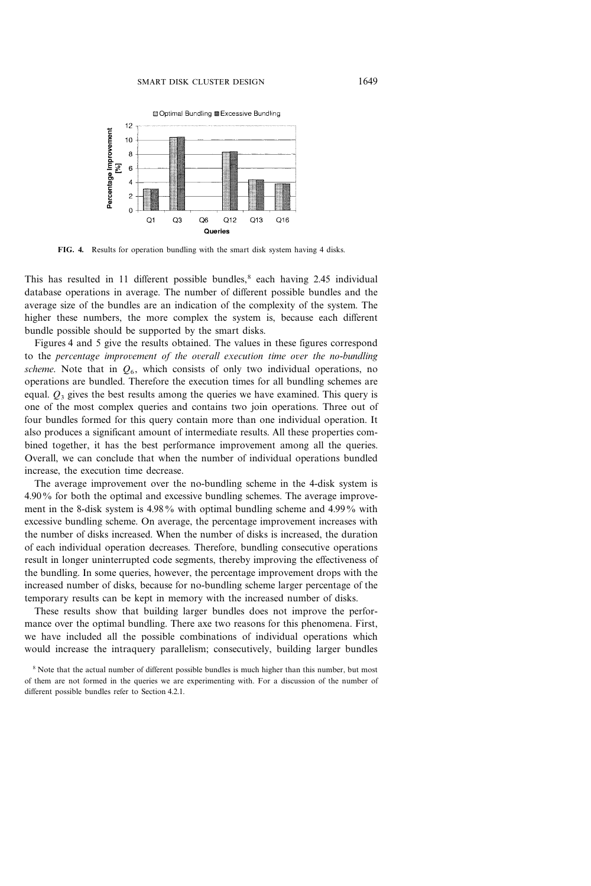FIG. 4. Results for operation bundling with the smart disk system having 4 disks.

This has resulted in 11 different possible bundles,[8] each having 2.45 individual database operations in average. The number of different possible bundles and the average size of the bundles are an indication of the complexity of the system. The higher these numbers, the more complex the system is, because each different bundle possible should be supported by the smart disks.

Figures 4 and 5 give the results obtained. The values in these figures correspond to the *percentage improvement of the overall execution time over the no-bundling scheme*. Note that in $Q_6$, which consists of only two individual operations, no operations are bundled. Therefore the execution times for all bundling schemes are equal. $Q_3$ gives the best results among the queries we have examined. This query is one of the most complex queries and contains two join operations. Three out of four bundles formed for this query contain more than one individual operation. It also produces a significant amount of intermediate results. All these properties combined together, it has the best performance improvement among all the queries. Overall, we can conclude that when the number of individual operations bundled increase, the execution time decrease.

The average improvement over the no-bundling scheme in the 4-disk system is 4.90% for both the optimal and excessive bundling schemes. The average improvement in the 8-disk system is 4.98% with optimal bundling scheme and 4.99% with excessive bundling scheme. On average, the percentage improvement increases with the number of disks increased. When the number of disks is increased, the duration of each individual operation decreases. Therefore, bundling consecutive operations result in longer uninterrupted code segments, thereby improving the effectiveness of the bundling. In some queries, however, the percentage improvement drops with the increased number of disks, because for no-bundling scheme larger percentage of the temporary results can be kept in memory with the increased number of disks.

These results show that building larger bundles does not improve the performance over the optimal bundling. There axe two reasons for this phenomena. First, we have included all the possible combinations of individual operations which would increase the intraquery parallelism; consecutively, building larger bundles

[8] Note that the actual number of different possible bundles is much higher than this number, but most of them are not formed in the queries we are experimenting with. For a discussion of the number of different possible bundles refer to Section 4.2.1.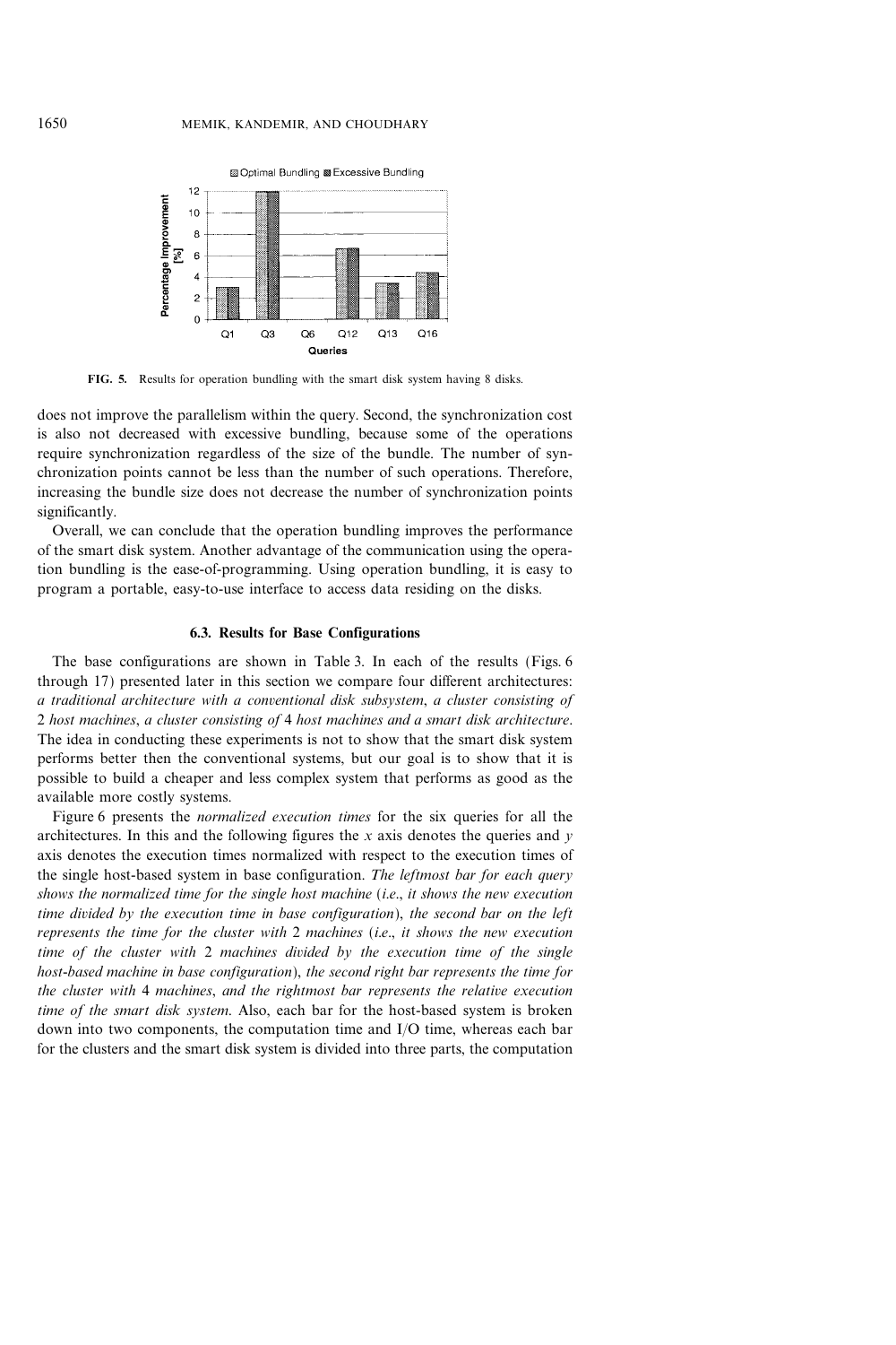**FIG. 5.** Results for operation bundling with the smart disk system having 8 disks.

does not improve the parallelism within the query. Second, the synchronization cost is also not decreased with excessive bundling, because some of the operations require synchronization regardless of the size of the bundle. The number of synchronization points cannot be less than the number of such operations. Therefore, increasing the bundle size does not decrease the number of synchronization points significantly.

Overall, we can conclude that the operation bundling improves the performance of the smart disk system. Another advantage of the communication using the operation bundling is the ease-of-programming. Using operation bundling, it is easy to program a portable, easy-to-use interface to access data residing on the disks.

### 6.3. Results for Base Configurations

The base configurations are shown in Table 3. In each of the results (Figs. 6 through 17) presented later in this section we compare four different architectures: *a traditional architecture with a conventional disk subsystem*, *a cluster consisting of* 2 *host machines*, *a cluster consisting of* 4 *host machines and a smart disk architecture*. The idea in conducting these experiments is not to show that the smart disk system performs better then the conventional systems, but our goal is to show that it is possible to build a cheaper and less complex system that performs as good as the available more costly systems.

Figure 6 presents the *normalized execution times* for the six queries for all the architectures. In this and the following figures the $x$ axis denotes the queries and $y$ axis denotes the execution times normalized with respect to the execution times of the single host-based system in base configuration. *The leftmost bar for each query shows the normalized time for the single host machine* (*i.e.*, *it shows the new execution time divided by the execution time in base configuration*), *the second bar on the left represents the time for the cluster with* 2 *machines* (*i.e.*, *it shows the new execution time of the cluster with* 2 *machines divided by the execution time of the single host-based machine in base configuration*), *the second right bar represents the time for the cluster with* 4 *machines*, *and the rightmost bar represents the relative execution time of the smart disk system*. Also, each bar for the host-based system is broken down into two components, the computation time and I/O time, whereas each bar for the clusters and the smart disk system is divided into three parts, the computation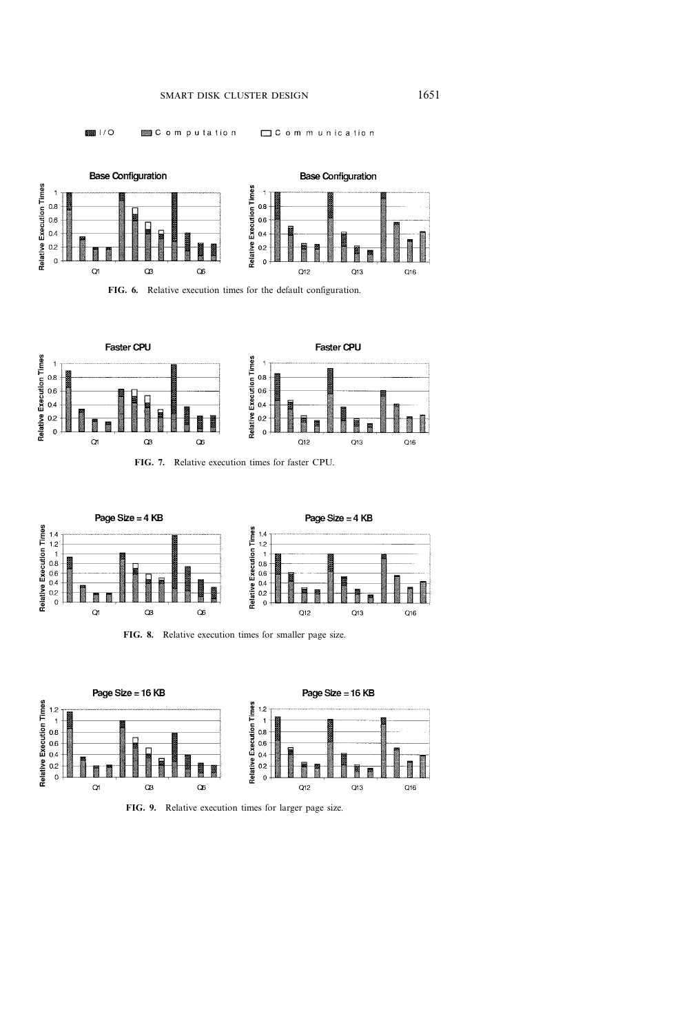FIG. 6. Relative execution times for the default configuration.

FIG. 7. Relative execution times for faster CPU.

FIG. 8. Relative execution times for smaller page size.

FIG. 9. Relative execution times for larger page size.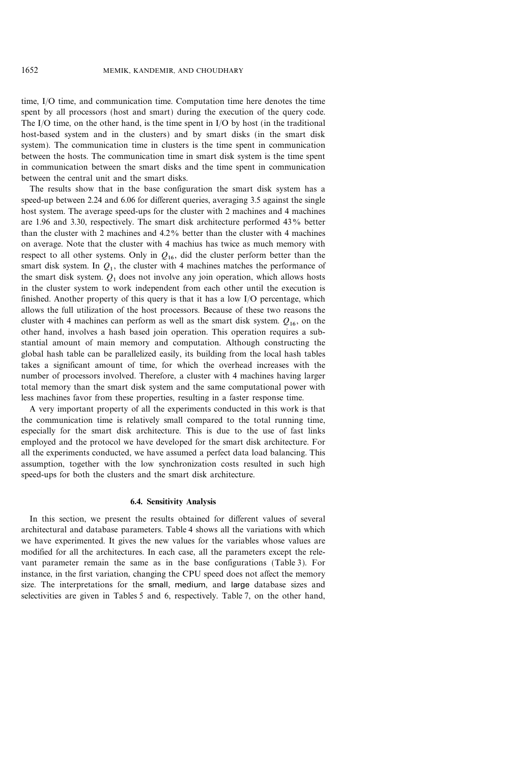time, I/O time, and communication time. Computation time here denotes the time spent by all processors (host and smart) during the execution of the query code. The I/O time, on the other hand, is the time spent in I/O by host (in the traditional host-based system and in the clusters) and by smart disks (in the smart disk system). The communication time in clusters is the time spent in communication between the hosts. The communication time in smart disk system is the time spent in communication between the smart disks and the time spent in communication between the central unit and the smart disks.

The results show that in the base configuration the smart disk system has a speed-up between 2.24 and 6.06 for different queries, averaging 3.5 against the single host system. The average speed-ups for the cluster with 2 machines and 4 machines are 1.96 and 3.30, respectively. The smart disk architecture performed 43% better than the cluster with 2 machines and 4.2% better than the cluster with 4 machines on average. Note that the cluster with 4 machius has twice as much memory with respect to all other systems. Only in $Q_{16}$, did the cluster perform better than the smart disk system. In $Q_1$, the cluster with 4 machines matches the performance of the smart disk system. $Q_1$ does not involve any join operation, which allows hosts in the cluster system to work independent from each other until the execution is finished. Another property of this query is that it has a low I/O percentage, which allows the full utilization of the host processors. Because of these two reasons the cluster with 4 machines can perform as well as the smart disk system. $Q_{16}$, on the other hand, involves a hash based join operation. This operation requires a substantial amount of main memory and computation. Although constructing the global hash table can be parallelized easily, its building from the local hash tables takes a significant amount of time, for which the overhead increases with the number of processors involved. Therefore, a cluster with 4 machines having larger total memory than the smart disk system and the same computational power with less machines favor from these properties, resulting in a faster response time.

A very important property of all the experiments conducted in this work is that the communication time is relatively small compared to the total running time, especially for the smart disk architecture. This is due to the use of fast links employed and the protocol we have developed for the smart disk architecture. For all the experiments conducted, we have assumed a perfect data load balancing. This assumption, together with the low synchronization costs resulted in such high speed-ups for both the clusters and the smart disk architecture.

### 6.4. Sensitivity Analysis

In this section, we present the results obtained for different values of several architectural and database parameters. Table 4 shows all the variations with which we have experimented. It gives the new values for the variables whose values are modified for all the architectures. In each case, all the parameters except the relevant parameter remain the same as in the base configurations (Table 3). For instance, in the first variation, changing the CPU speed does not affect the memory size. The interpretations for the small, medium, and large database sizes and selectivities are given in Tables 5 and 6, respectively. Table 7, on the other hand,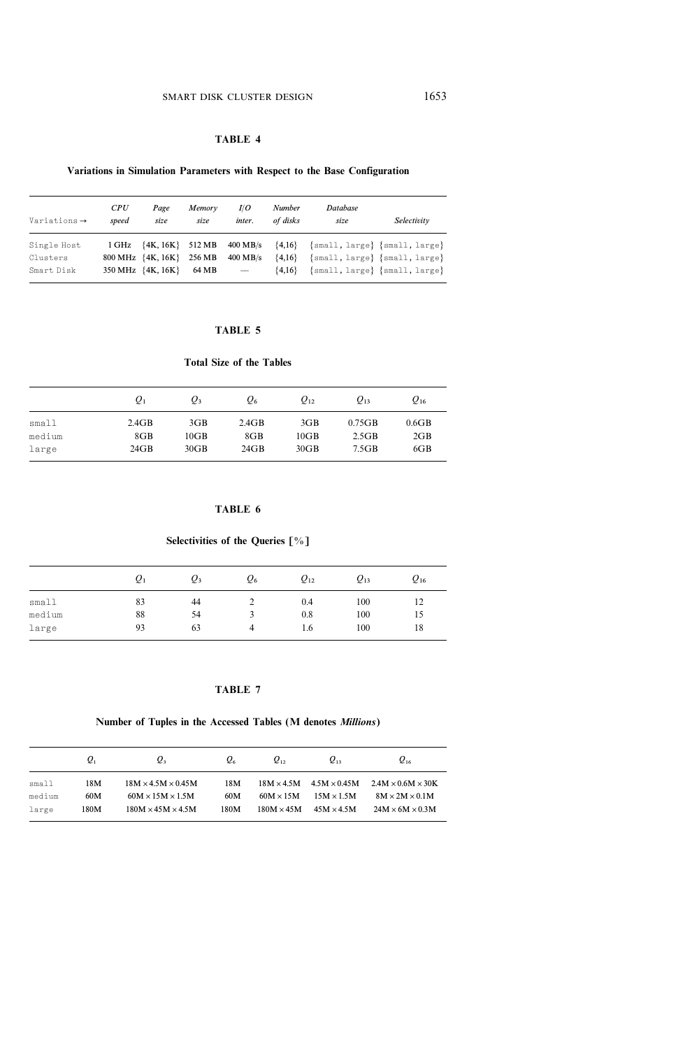**TABLE 4**

**Variations in Simulation Parameters with Respect to the Base Configuration**

| Variations → | *CPU speed* | *Page size* | *Memory size* | *I/O inter.* | *Number of disks* | *Database size* | *Selectivity* |
|---|---|---|---|---|---|---|---|
| Single Host | 1 GHz | {4K, 16K} | 512 MB | 400 MB/s | {4,16} | {small, large} | {small, large} |
| Clusters | 800 MHz | {4K, 16K} | 256 MB | 400 MB/s | {4,16} | {small, large} | {small, large} |
| Smart Disk | 350 MHz | {4K, 16K} | 64 MB | — | {4,16} | {small, large} | {small, large} |

**TABLE 5**

**Total Size of the Tables**

| | $Q_1$ | $Q_3$ | $Q_6$ | $Q_{12}$ | $Q_{13}$ | $Q_{16}$ |
|---|---|---|---|---|---|---|
| small | 2.4GB | 3GB | 2.4GB | 3GB | 0.75GB | 0.6GB |
| medium | 8GB | 10GB | 8GB | 10GB | 2.5GB | 2GB |
| large | 24GB | 30GB | 24GB | 30GB | 7.5GB | 6GB |

**TABLE 6**

**Selectivities of the Queries [%]**

| | $Q_1$ | $Q_3$ | $Q_6$ | $Q_{12}$ | $Q_{13}$ | $Q_{16}$ |
|---|---|---|---|---|---|---|
| small | 83 | 44 | 2 | 0.4 | 100 | 12 |
| medium | 88 | 54 | 3 | 0.8 | 100 | 15 |
| large | 93 | 63 | 4 | 1.6 | 100 | 18 |

**TABLE 7**

**Number of Tuples in the Accessed Tables (M denotes *Millions*)**

| | $Q_1$ | $Q_3$ | $Q_6$ | $Q_{12}$ | $Q_{13}$ | $Q_{16}$ |
|---|---|---|---|---|---|---|
| small | 18M | 18M × 4.5M × 0.45M | 18M | 18M × 4.5M | 4.5M × 0.45M | 2.4M × 0.6M × 30K |
| medium | 60M | 60M × 15M × 1.5M | 60M | 60M × 15M | 15M × 1.5M | 8M × 2M × 0.1M |
| large | 180M | 180M × 45M × 4.5M | 180M | 180M × 45M | 45M × 4.5M | 24M × 6M × 0.3M |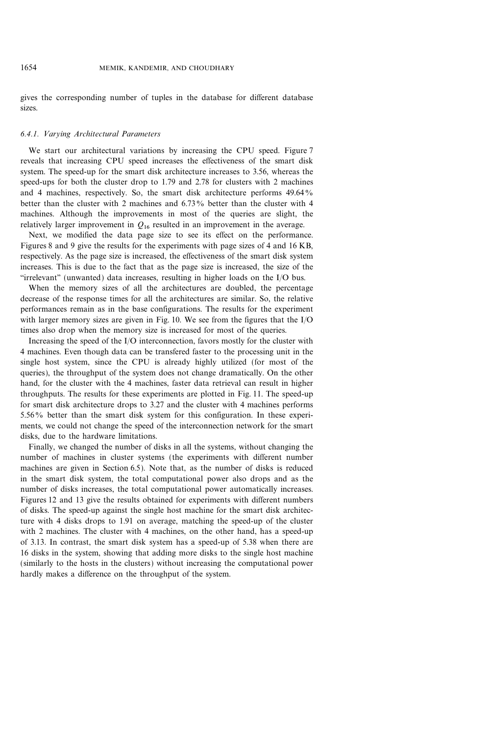gives the corresponding number of tuples in the database for different database sizes.

### 6.4.1. Varying Architectural Parameters

We start our architectural variations by increasing the CPU speed. Figure 7 reveals that increasing CPU speed increases the effectiveness of the smart disk system. The speed-up for the smart disk architecture increases to 3.56, whereas the speed-ups for both the cluster drop to 1.79 and 2.78 for clusters with 2 machines and 4 machines, respectively. So, the smart disk architecture performs 49.64% better than the cluster with 2 machines and 6.73% better than the cluster with 4 machines. Although the improvements in most of the queries are slight, the relatively larger improvement in $Q_{16}$ resulted in an improvement in the average.

Next, we modified the data page size to see its effect on the performance. Figures 8 and 9 give the results for the experiments with page sizes of 4 and 16 KB, respectively. As the page size is increased, the effectiveness of the smart disk system increases. This is due to the fact that as the page size is increased, the size of the "irrelevant" (unwanted) data increases, resulting in higher loads on the I/O bus.

When the memory sizes of all the architectures are doubled, the percentage decrease of the response times for all the architectures are similar. So, the relative performances remain as in the base configurations. The results for the experiment with larger memory sizes are given in Fig. 10. We see from the figures that the I/O times also drop when the memory size is increased for most of the queries.

Increasing the speed of the I/O interconnection, favors mostly for the cluster with 4 machines. Even though data can be transfered faster to the processing unit in the single host system, since the CPU is already highly utilized (for most of the queries), the throughput of the system does not change dramatically. On the other hand, for the cluster with the 4 machines, faster data retrieval can result in higher throughputs. The results for these experiments are plotted in Fig. 11. The speed-up for smart disk architecture drops to 3.27 and the cluster with 4 machines performs 5.56% better than the smart disk system for this configuration. In these experiments, we could not change the speed of the interconnection network for the smart disks, due to the hardware limitations.

Finally, we changed the number of disks in all the systems, without changing the number of machines in cluster systems (the experiments with different number machines are given in Section 6.5). Note that, as the number of disks is reduced in the smart disk system, the total computational power also drops and as the number of disks increases, the total computational power automatically increases. Figures 12 and 13 give the results obtained for experiments with different numbers of disks. The speed-up against the single host machine for the smart disk architecture with 4 disks drops to 1.91 on average, matching the speed-up of the cluster with 2 machines. The cluster with 4 machines, on the other hand, has a speed-up of 3.13. In contrast, the smart disk system has a speed-up of 5.38 when there are 16 disks in the system, showing that adding more disks to the single host machine (similarly to the hosts in the clusters) without increasing the computational power hardly makes a difference on the throughput of the system.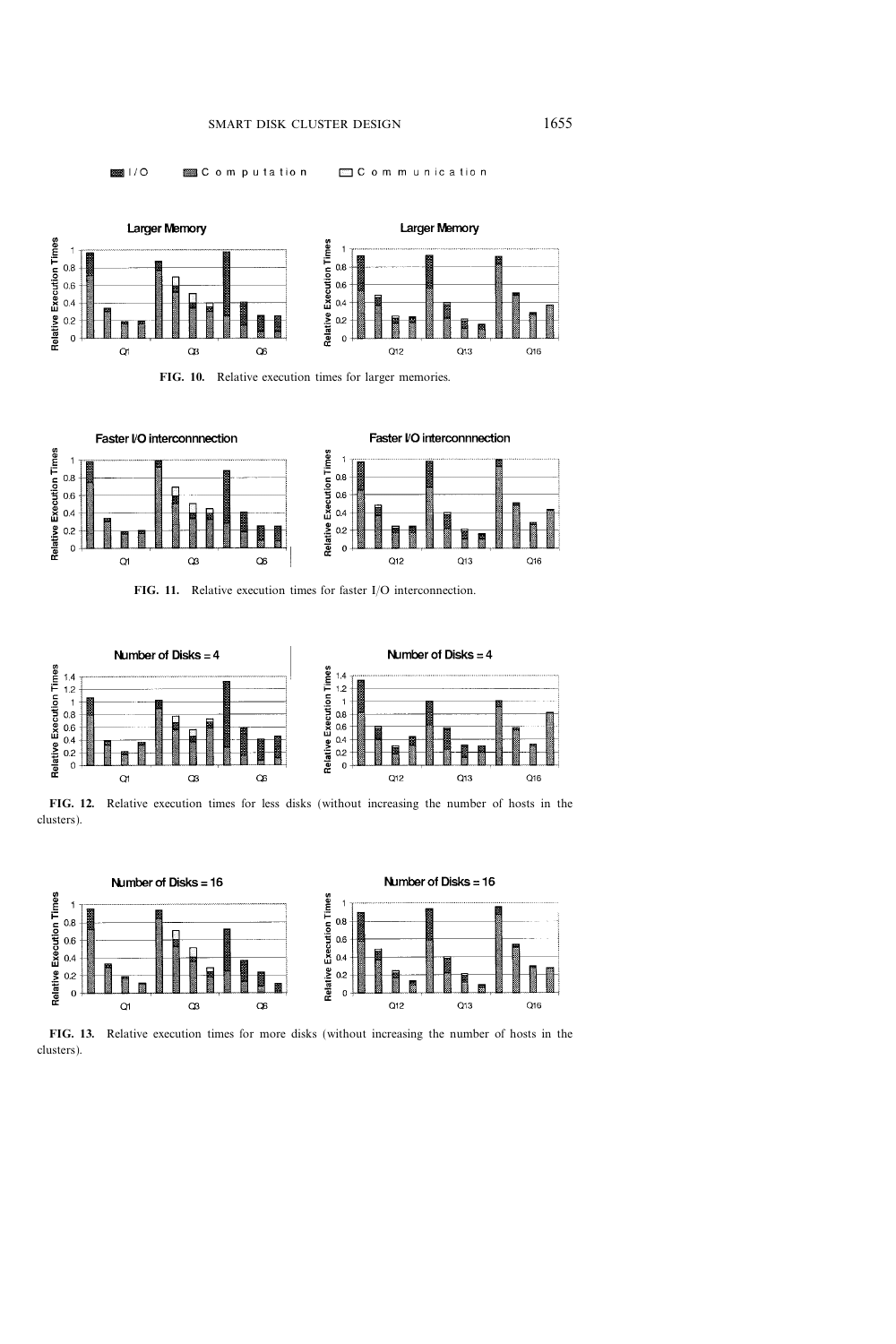FIG. 10. Relative execution times for larger memories.

FIG. 11. Relative execution times for faster I/O interconnection.

FIG. 12. Relative execution times for less disks (without increasing the number of hosts in the clusters).

FIG. 13. Relative execution times for more disks (without increasing the number of hosts in the clusters).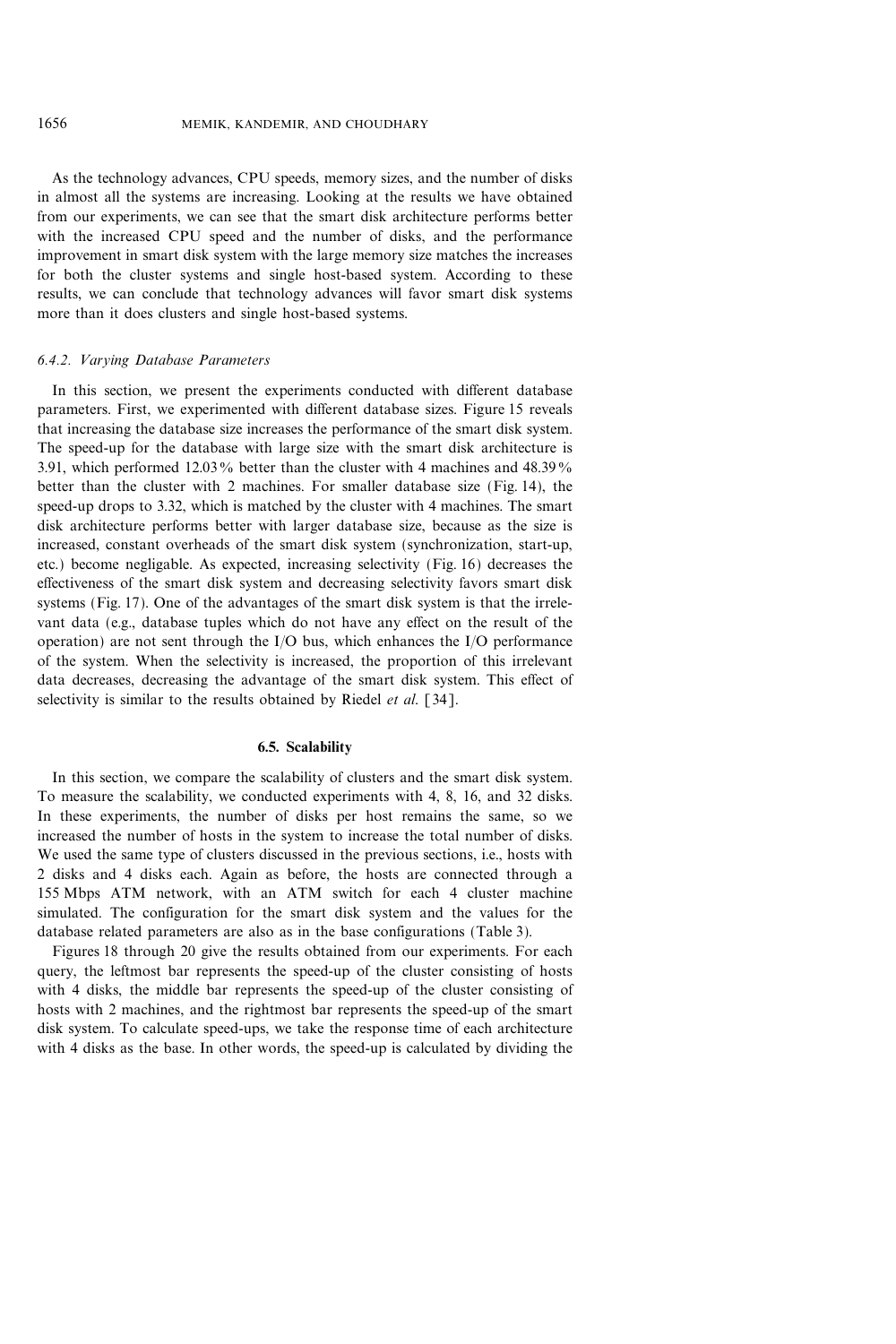As the technology advances, CPU speeds, memory sizes, and the number of disks in almost all the systems are increasing. Looking at the results we have obtained from our experiments, we can see that the smart disk architecture performs better with the increased CPU speed and the number of disks, and the performance improvement in smart disk system with the large memory size matches the increases for both the cluster systems and single host-based system. According to these results, we can conclude that technology advances will favor smart disk systems more than it does clusters and single host-based systems.

#### 6.4.2. *Varying Database Parameters*

In this section, we present the experiments conducted with different database parameters. First, we experimented with different database sizes. Figure 15 reveals that increasing the database size increases the performance of the smart disk system. The speed-up for the database with large size with the smart disk architecture is 3.91, which performed 12.03% better than the cluster with 4 machines and 48.39% better than the cluster with 2 machines. For smaller database size (Fig. 14), the speed-up drops to 3.32, which is matched by the cluster with 4 machines. The smart disk architecture performs better with larger database size, because as the size is increased, constant overheads of the smart disk system (synchronization, start-up, etc.) become negligable. As expected, increasing selectivity (Fig. 16) decreases the effectiveness of the smart disk system and decreasing selectivity favors smart disk systems (Fig. 17). One of the advantages of the smart disk system is that the irrelevant data (e.g., database tuples which do not have any effect on the result of the operation) are not sent through the I/O bus, which enhances the I/O performance of the system. When the selectivity is increased, the proportion of this irrelevant data decreases, decreasing the advantage of the smart disk system. This effect of selectivity is similar to the results obtained by Riedel *et al.* [34].

### 6.5. Scalability

In this section, we compare the scalability of clusters and the smart disk system. To measure the scalability, we conducted experiments with 4, 8, 16, and 32 disks. In these experiments, the number of disks per host remains the same, so we increased the number of hosts in the system to increase the total number of disks. We used the same type of clusters discussed in the previous sections, i.e., hosts with 2 disks and 4 disks each. Again as before, the hosts are connected through a 155 Mbps ATM network, with an ATM switch for each 4 cluster machine simulated. The configuration for the smart disk system and the values for the database related parameters are also as in the base configurations (Table 3).

Figures 18 through 20 give the results obtained from our experiments. For each query, the leftmost bar represents the speed-up of the cluster consisting of hosts with 4 disks, the middle bar represents the speed-up of the cluster consisting of hosts with 2 machines, and the rightmost bar represents the speed-up of the smart disk system. To calculate speed-ups, we take the response time of each architecture with 4 disks as the base. In other words, the speed-up is calculated by dividing the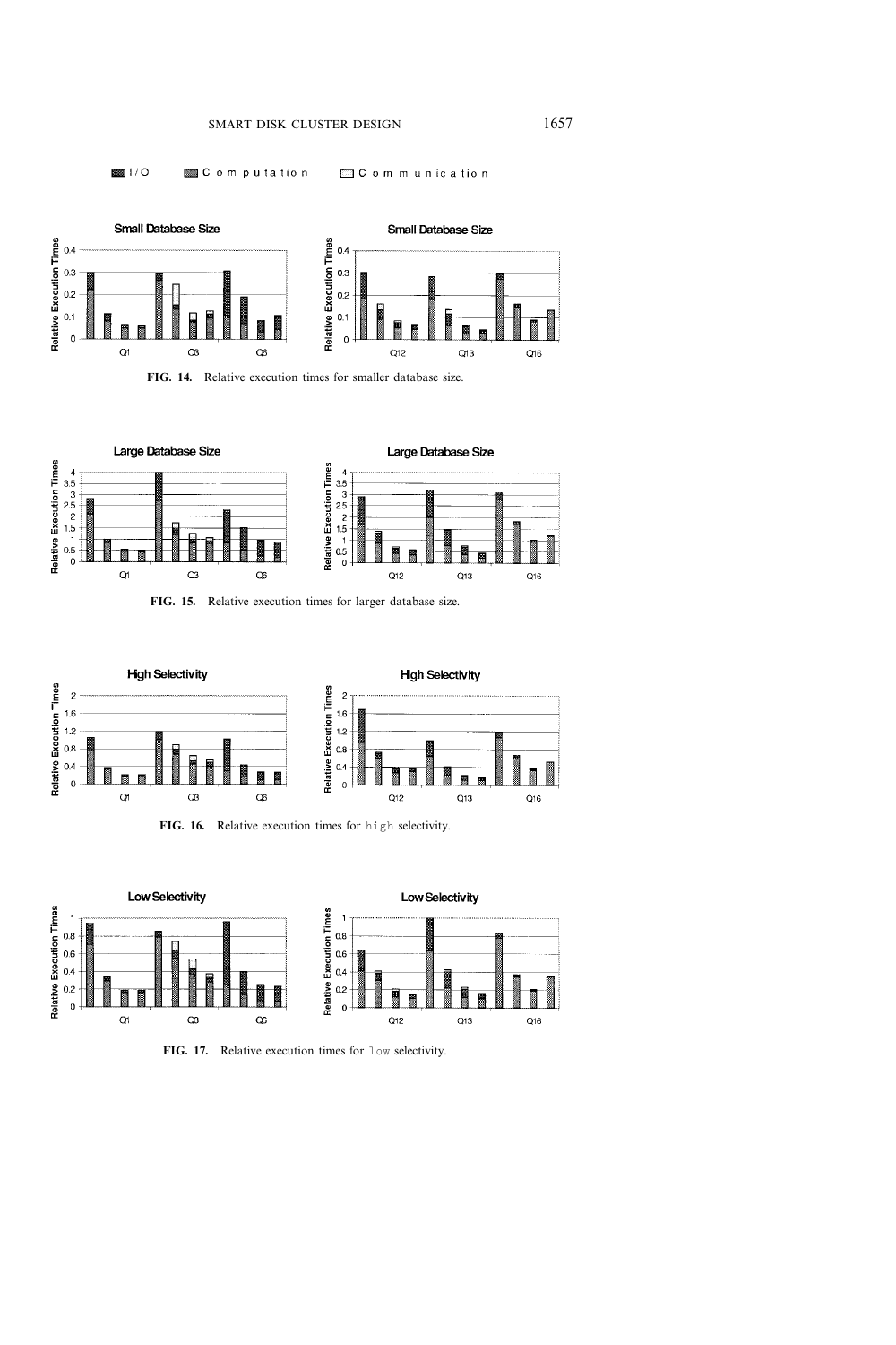FIG. 14. Relative execution times for smaller database size.

FIG. 15. Relative execution times for larger database size.

FIG. 16. Relative execution times for high selectivity.

FIG. 17. Relative execution times for low selectivity.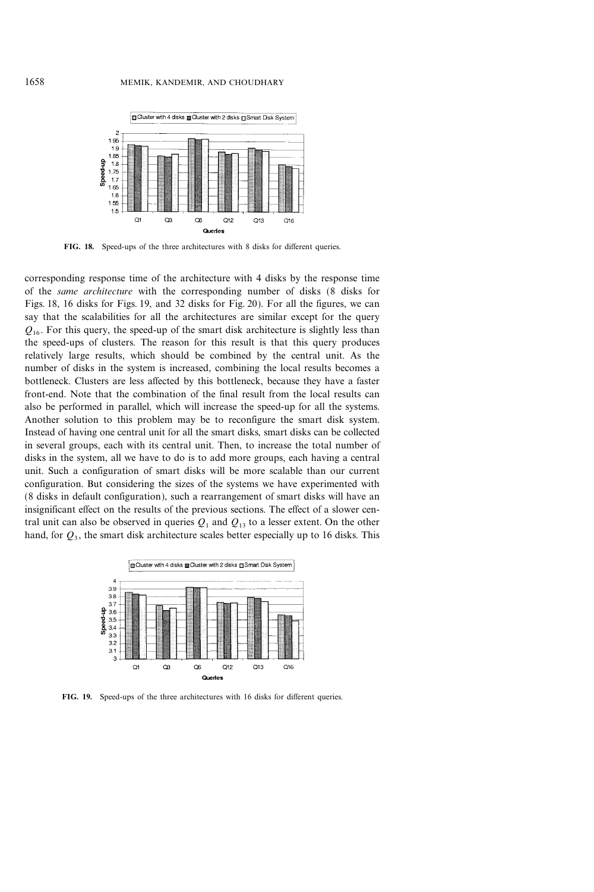**FIG. 18.** Speed-ups of the three architectures with 8 disks for different queries.

corresponding response time of the architecture with 4 disks by the response time of the *same architecture* with the corresponding number of disks (8 disks for Figs. 18, 16 disks for Figs. 19, and 32 disks for Fig. 20). For all the figures, we can say that the scalabilities for all the architectures are similar except for the query $Q_{16}$. For this query, the speed-up of the smart disk architecture is slightly less than the speed-ups of clusters. The reason for this result is that this query produces relatively large results, which should be combined by the central unit. As the number of disks in the system is increased, combining the local results becomes a bottleneck. Clusters are less affected by this bottleneck, because they have a faster front-end. Note that the combination of the final result from the local results can also be performed in parallel, which will increase the speed-up for all the systems. Another solution to this problem may be to reconfigure the smart disk system. Instead of having one central unit for all the smart disks, smart disks can be collected in several groups, each with its central unit. Then, to increase the total number of disks in the system, all we have to do is to add more groups, each having a central unit. Such a configuration of smart disks will be more scalable than our current configuration. But considering the sizes of the systems we have experimented with (8 disks in default configuration), such a rearrangement of smart disks will have an insignificant effect on the results of the previous sections. The effect of a slower central unit can also be observed in queries $Q_1$ and $Q_{13}$ to a lesser extent. On the other hand, for $Q_3$, the smart disk architecture scales better especially up to 16 disks. This

**FIG. 19.** Speed-ups of the three architectures with 16 disks for different queries.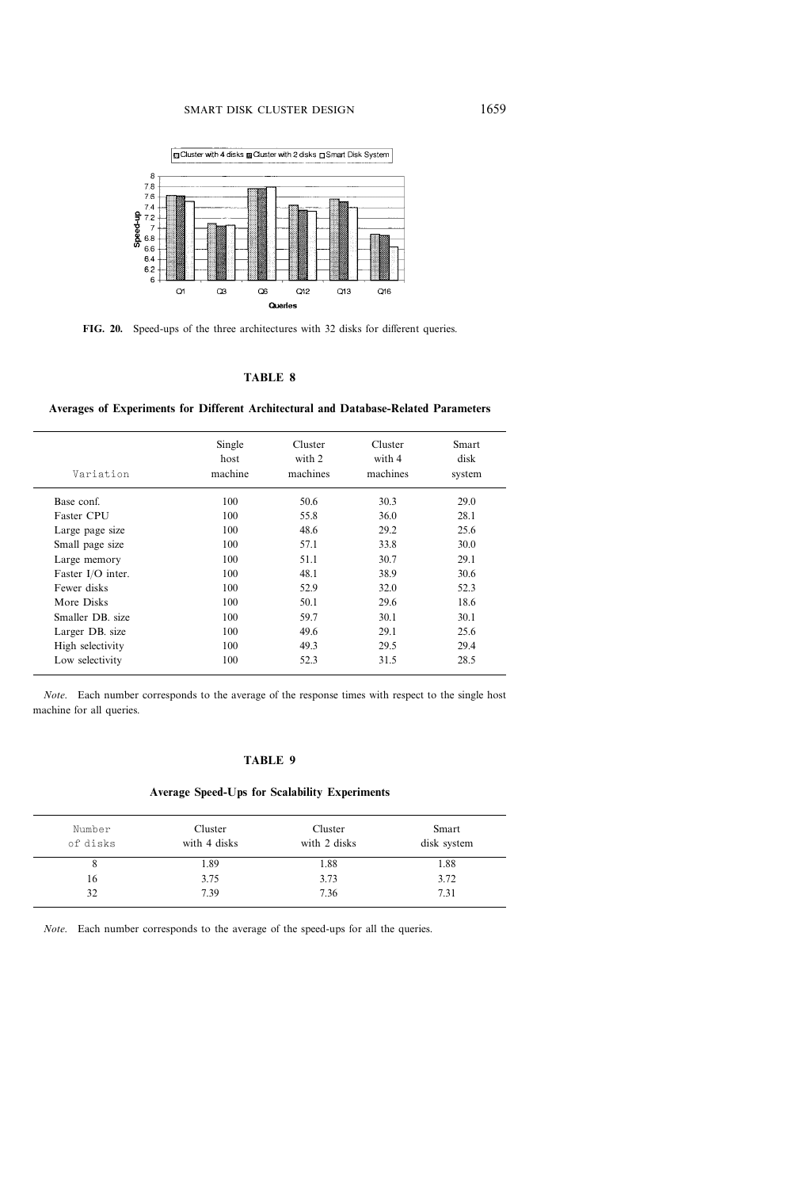**FIG. 20.** Speed-ups of the three architectures with 32 disks for different queries.

**TABLE 8**

**Averages of Experiments for Different Architectural and Database-Related Parameters**

| Variation | Single host machine | Cluster with 2 machines | Cluster with 4 machines | Smart disk system |
|---|---|---|---|---|
| Base conf. | 100 | 50.6 | 30.3 | 29.0 |
| Faster CPU | 100 | 55.8 | 36.0 | 28.1 |
| Large page size | 100 | 48.6 | 29.2 | 25.6 |
| Small page size | 100 | 57.1 | 33.8 | 30.0 |
| Large memory | 100 | 51.1 | 30.7 | 29.1 |
| Faster I/O inter. | 100 | 48.1 | 38.9 | 30.6 |
| Fewer disks | 100 | 52.9 | 32.0 | 52.3 |
| More Disks | 100 | 50.1 | 29.6 | 18.6 |
| Smaller DB. size | 100 | 59.7 | 30.1 | 30.1 |
| Larger DB. size | 100 | 49.6 | 29.1 | 25.6 |
| High selectivity | 100 | 49.3 | 29.5 | 29.4 |
| Low selectivity | 100 | 52.3 | 31.5 | 28.5 |

*Note.* Each number corresponds to the average of the response times with respect to the single host machine for all queries.

**TABLE 9**

**Average Speed-Ups for Scalability Experiments**

| Number of disks | Cluster with 4 disks | Cluster with 2 disks | Smart disk system |
|---|---|---|---|
| 8 | 1.89 | 1.88 | 1.88 |
| 16 | 3.75 | 3.73 | 3.72 |
| 32 | 7.39 | 7.36 | 7.31 |

*Note.* Each number corresponds to the average of the speed-ups for all the queries.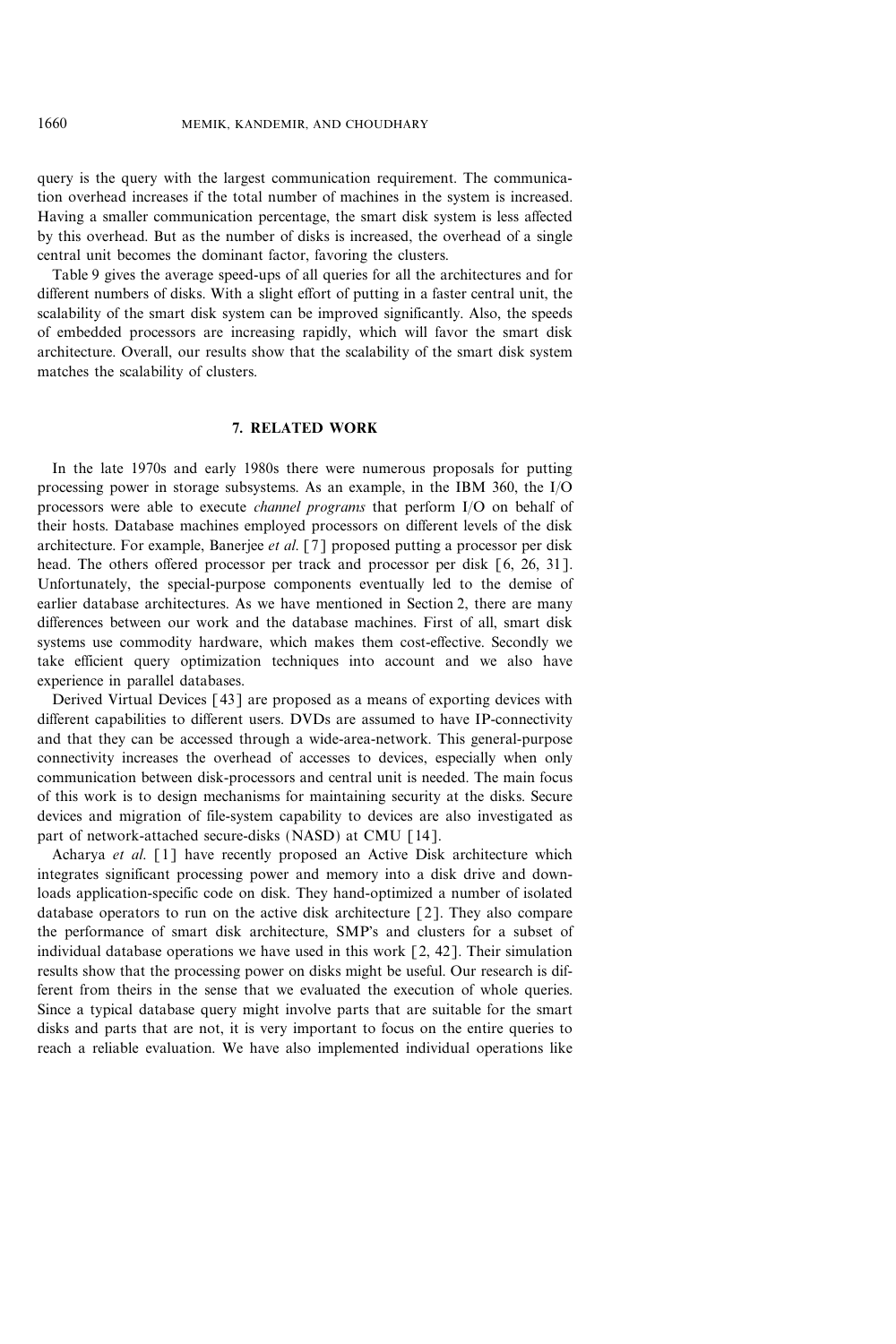query is the query with the largest communication requirement. The communication overhead increases if the total number of machines in the system is increased. Having a smaller communication percentage, the smart disk system is less affected by this overhead. But as the number of disks is increased, the overhead of a single central unit becomes the dominant factor, favoring the clusters.

Table 9 gives the average speed-ups of all queries for all the architectures and for different numbers of disks. With a slight effort of putting in a faster central unit, the scalability of the smart disk system can be improved significantly. Also, the speeds of embedded processors are increasing rapidly, which will favor the smart disk architecture. Overall, our results show that the scalability of the smart disk system matches the scalability of clusters.

## 7. RELATED WORK

In the late 1970s and early 1980s there were numerous proposals for putting processing power in storage subsystems. As an example, in the IBM 360, the I/O processors were able to execute *channel programs* that perform I/O on behalf of their hosts. Database machines employed processors on different levels of the disk architecture. For example, Banerjee *et al*. [7] proposed putting a processor per disk head. The others offered processor per track and processor per disk [6, 26, 31]. Unfortunately, the special-purpose components eventually led to the demise of earlier database architectures. As we have mentioned in Section 2, there are many differences between our work and the database machines. First of all, smart disk systems use commodity hardware, which makes them cost-effective. Secondly we take efficient query optimization techniques into account and we also have experience in parallel databases.

Derived Virtual Devices [43] are proposed as a means of exporting devices with different capabilities to different users. DVDs are assumed to have IP-connectivity and that they can be accessed through a wide-area-network. This general-purpose connectivity increases the overhead of accesses to devices, especially when only communication between disk-processors and central unit is needed. The main focus of this work is to design mechanisms for maintaining security at the disks. Secure devices and migration of file-system capability to devices are also investigated as part of network-attached secure-disks (NASD) at CMU [14].

Acharya *et al*. [1] have recently proposed an Active Disk architecture which integrates significant processing power and memory into a disk drive and downloads application-specific code on disk. They hand-optimized a number of isolated database operators to run on the active disk architecture [2]. They also compare the performance of smart disk architecture, SMP's and clusters for a subset of individual database operations we have used in this work [2, 42]. Their simulation results show that the processing power on disks might be useful. Our research is different from theirs in the sense that we evaluated the execution of whole queries. Since a typical database query might involve parts that are suitable for the smart disks and parts that are not, it is very important to focus on the entire queries to reach a reliable evaluation. We have also implemented individual operations like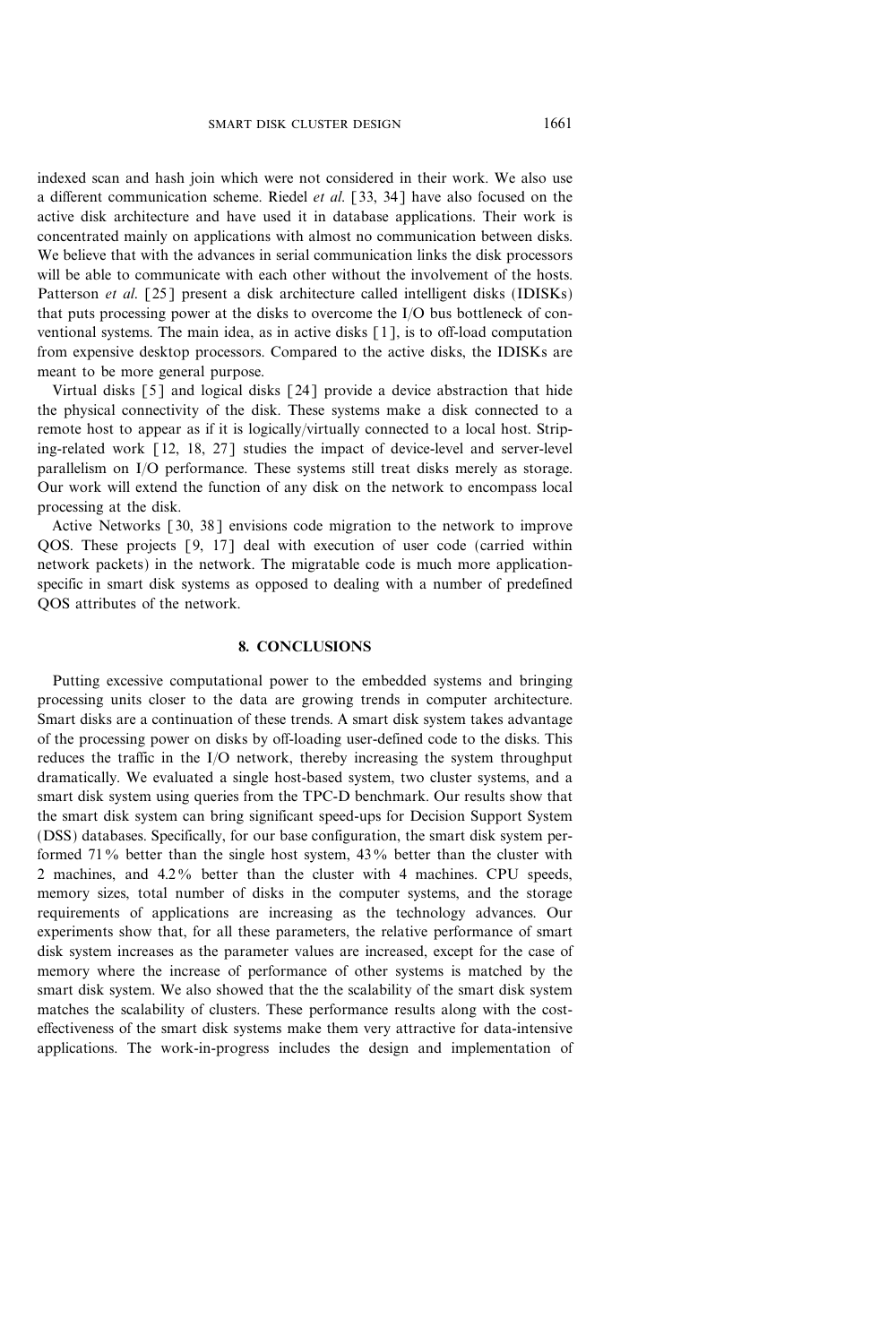indexed scan and hash join which were not considered in their work. We also use a different communication scheme. Riedel *et al*. [33, 34] have also focused on the active disk architecture and have used it in database applications. Their work is concentrated mainly on applications with almost no communication between disks. We believe that with the advances in serial communication links the disk processors will be able to communicate with each other without the involvement of the hosts. Patterson *et al*. [25] present a disk architecture called intelligent disks (IDISKs) that puts processing power at the disks to overcome the I/O bus bottleneck of conventional systems. The main idea, as in active disks [1], is to off-load computation from expensive desktop processors. Compared to the active disks, the IDISKs are meant to be more general purpose.

Virtual disks [5] and logical disks [24] provide a device abstraction that hide the physical connectivity of the disk. These systems make a disk connected to a remote host to appear as if it is logically/virtually connected to a local host. Striping-related work [12, 18, 27] studies the impact of device-level and server-level parallelism on I/O performance. These systems still treat disks merely as storage. Our work will extend the function of any disk on the network to encompass local processing at the disk.

Active Networks [30, 38] envisions code migration to the network to improve QOS. These projects [9, 17] deal with execution of user code (carried within network packets) in the network. The migratable code is much more application-specific in smart disk systems as opposed to dealing with a number of predefined QOS attributes of the network.

## 8. CONCLUSIONS

Putting excessive computational power to the embedded systems and bringing processing units closer to the data are growing trends in computer architecture. Smart disks are a continuation of these trends. A smart disk system takes advantage of the processing power on disks by off-loading user-defined code to the disks. This reduces the traffic in the I/O network, thereby increasing the system throughput dramatically. We evaluated a single host-based system, two cluster systems, and a smart disk system using queries from the TPC-D benchmark. Our results show that the smart disk system can bring significant speed-ups for Decision Support System (DSS) databases. Specifically, for our base configuration, the smart disk system performed 71% better than the single host system, 43% better than the cluster with 2 machines, and 4.2% better than the cluster with 4 machines. CPU speeds, memory sizes, total number of disks in the computer systems, and the storage requirements of applications are increasing as the technology advances. Our experiments show that, for all these parameters, the relative performance of smart disk system increases as the parameter values are increased, except for the case of memory where the increase of performance of other systems is matched by the smart disk system. We also showed that the the scalability of the smart disk system matches the scalability of clusters. These performance results along with the cost-effectiveness of the smart disk systems make them very attractive for data-intensive applications. The work-in-progress includes the design and implementation of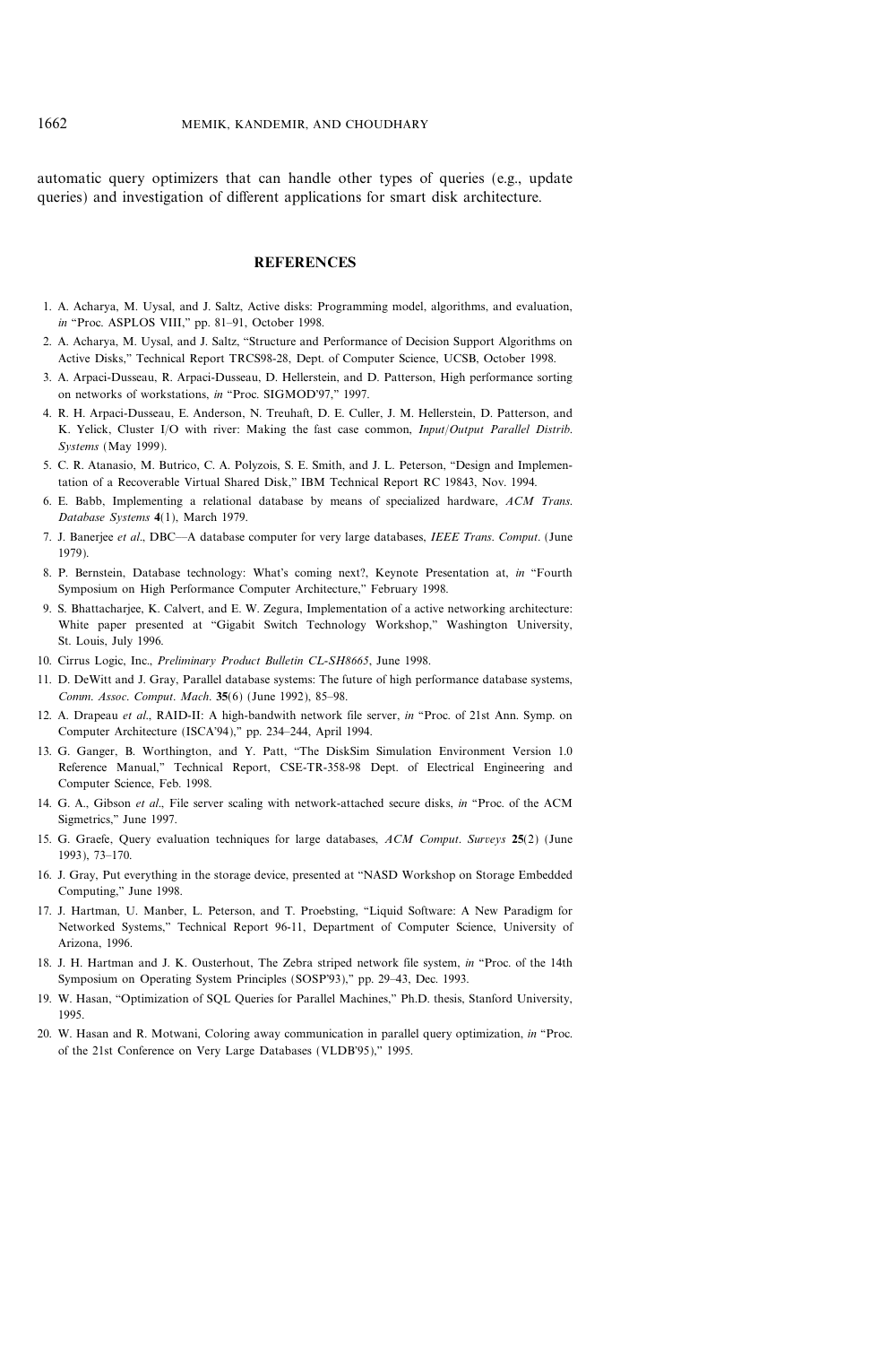automatic query optimizers that can handle other types of queries (e.g., update queries) and investigation of different applications for smart disk architecture.

## REFERENCES

1. A. Acharya, M. Uysal, and J. Saltz, Active disks: Programming model, algorithms, and evaluation, *in* "Proc. ASPLOS VIII," pp. 81–91, October 1998.
2. A. Acharya, M. Uysal, and J. Saltz, "Structure and Performance of Decision Support Algorithms on Active Disks," Technical Report TRCS98-28, Dept. of Computer Science, UCSB, October 1998.
3. A. Arpaci-Dusseau, R. Arpaci-Dusseau, D. Hellerstein, and D. Patterson, High performance sorting on networks of workstations, *in* "Proc. SIGMOD'97," 1997.
4. R. H. Arpaci-Dusseau, E. Anderson, N. Treuhaft, D. E. Culler, J. M. Hellerstein, D. Patterson, and K. Yelick, Cluster I/O with river: Making the fast case common, *Input/Output Parallel Distrib. Systems* (May 1999).
5. C. R. Atanasio, M. Butrico, C. A. Polyzois, S. E. Smith, and J. L. Peterson, "Design and Implementation of a Recoverable Virtual Shared Disk," IBM Technical Report RC 19843, Nov. 1994.
6. E. Babb, Implementing a relational database by means of specialized hardware, *ACM Trans. Database Systems* **4**(1), March 1979.
7. J. Banerjee *et al*., DBC—A database computer for very large databases, *IEEE Trans. Comput*. (June 1979).
8. P. Bernstein, Database technology: What's coming next?, Keynote Presentation at, *in* "Fourth Symposium on High Performance Computer Architecture," February 1998.
9. S. Bhattacharjee, K. Calvert, and E. W. Zegura, Implementation of a active networking architecture: White paper presented at "Gigabit Switch Technology Workshop," Washington University, St. Louis, July 1996.
10. Cirrus Logic, Inc., *Preliminary Product Bulletin CL-SH8665*, June 1998.
11. D. DeWitt and J. Gray, Parallel database systems: The future of high performance database systems, *Comm. Assoc. Comput. Mach*. **35**(6) (June 1992), 85–98.
12. A. Drapeau *et al*., RAID-II: A high-bandwith network file server, *in* "Proc. of 21st Ann. Symp. on Computer Architecture (ISCA'94)," pp. 234–244, April 1994.
13. G. Ganger, B. Worthington, and Y. Patt, "The DiskSim Simulation Environment Version 1.0 Reference Manual," Technical Report, CSE-TR-358-98 Dept. of Electrical Engineering and Computer Science, Feb. 1998.
14. G. A., Gibson *et al*., File server scaling with network-attached secure disks, *in* "Proc. of the ACM Sigmetrics," June 1997.
15. G. Graefe, Query evaluation techniques for large databases, *ACM Comput. Surveys* **25**(2) (June 1993), 73–170.
16. J. Gray, Put everything in the storage device, presented at "NASD Workshop on Storage Embedded Computing," June 1998.
17. J. Hartman, U. Manber, L. Peterson, and T. Proebsting, "Liquid Software: A New Paradigm for Networked Systems," Technical Report 96-11, Department of Computer Science, University of Arizona, 1996.
18. J. H. Hartman and J. K. Ousterhout, The Zebra striped network file system, *in* "Proc. of the 14th Symposium on Operating System Principles (SOSP'93)," pp. 29–43, Dec. 1993.
19. W. Hasan, "Optimization of SQL Queries for Parallel Machines," Ph.D. thesis, Stanford University, 1995.
20. W. Hasan and R. Motwani, Coloring away communication in parallel query optimization, *in* "Proc. of the 21st Conference on Very Large Databases (VLDB'95)," 1995.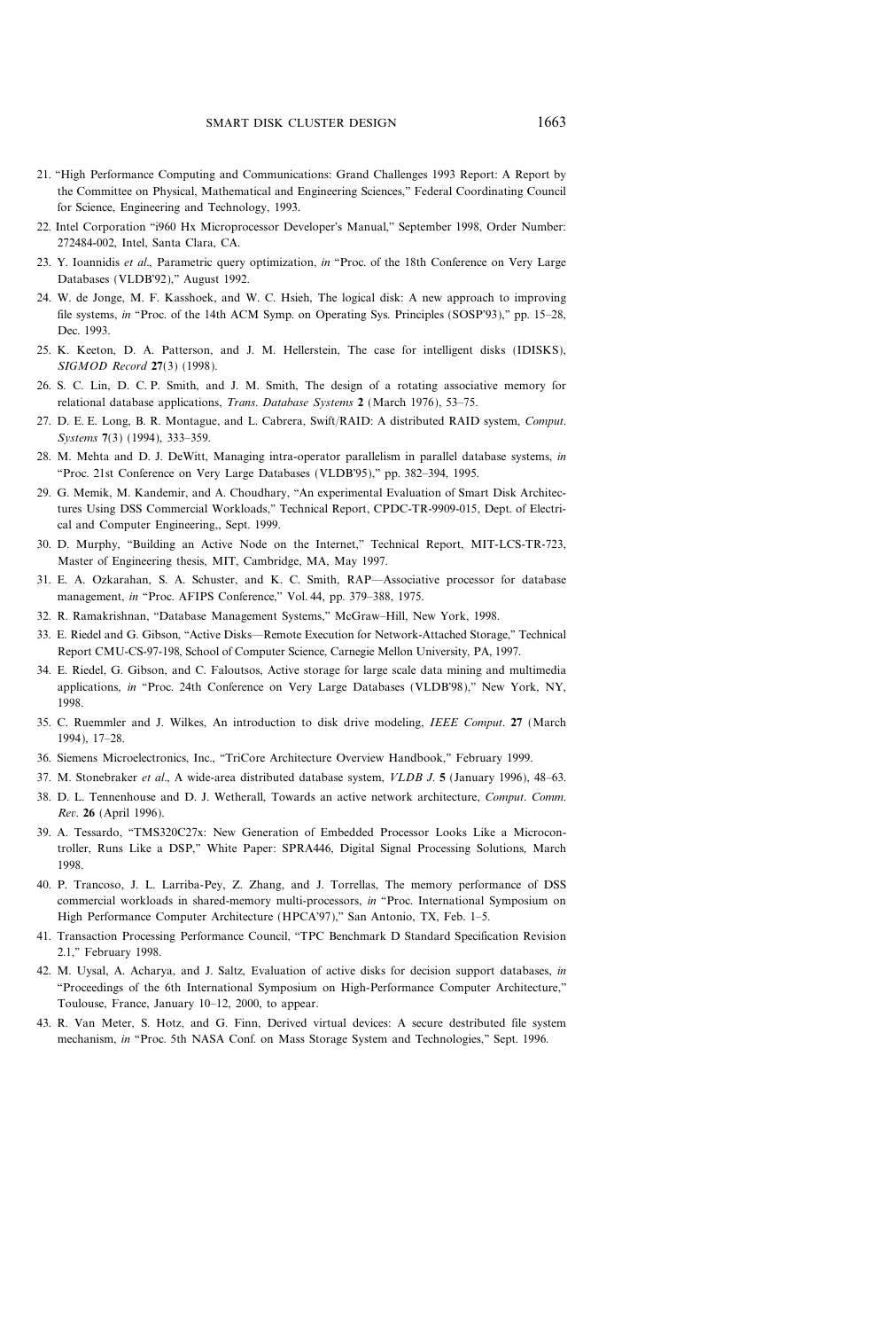21. "High Performance Computing and Communications: Grand Challenges 1993 Report: A Report by the Committee on Physical, Mathematical and Engineering Sciences," Federal Coordinating Council for Science, Engineering and Technology, 1993.

22. Intel Corporation "i960 Hx Microprocessor Developer's Manual," September 1998, Order Number: 272484-002, Intel, Santa Clara, CA.

23. Y. Ioannidis *et al*., Parametric query optimization, *in* "Proc. of the 18th Conference on Very Large Databases (VLDB'92)," August 1992.

24. W. de Jonge, M. F. Kasshoek, and W. C. Hsieh, The logical disk: A new approach to improving file systems, *in* "Proc. of the 14th ACM Symp. on Operating Sys. Principles (SOSP'93)," pp. 15–28, Dec. 1993.

25. K. Keeton, D. A. Patterson, and J. M. Hellerstein, The case for intelligent disks (IDISKS), *SIGMOD Record* **27**(3) (1998).

26. S. C. Lin, D. C. P. Smith, and J. M. Smith, The design of a rotating associative memory for relational database applications, *Trans. Database Systems* **2** (March 1976), 53–75.

27. D. E. E. Long, B. R. Montague, and L. Cabrera, Swift/RAID: A distributed RAID system, *Comput. Systems* **7**(3) (1994), 333–359.

28. M. Mehta and D. J. DeWitt, Managing intra-operator parallelism in parallel database systems, *in* "Proc. 21st Conference on Very Large Databases (VLDB'95)," pp. 382–394, 1995.

29. G. Memik, M. Kandemir, and A. Choudhary, "An experimental Evaluation of Smart Disk Architectures Using DSS Commercial Workloads," Technical Report, CPDC-TR-9909-015, Dept. of Electrical and Computer Engineering,, Sept. 1999.

30. D. Murphy, "Building an Active Node on the Internet," Technical Report, MIT-LCS-TR-723, Master of Engineering thesis, MIT, Cambridge, MA, May 1997.

31. E. A. Ozkarahan, S. A. Schuster, and K. C. Smith, RAP—Associative processor for database management, *in* "Proc. AFIPS Conference," Vol. 44, pp. 379–388, 1975.

32. R. Ramakrishnan, "Database Management Systems," McGraw–Hill, New York, 1998.

33. E. Riedel and G. Gibson, "Active Disks—Remote Execution for Network-Attached Storage," Technical Report CMU-CS-97-198, School of Computer Science, Carnegie Mellon University, PA, 1997.

34. E. Riedel, G. Gibson, and C. Faloutsos, Active storage for large scale data mining and multimedia applications, *in* "Proc. 24th Conference on Very Large Databases (VLDB'98)," New York, NY, 1998.

35. C. Ruemmler and J. Wilkes, An introduction to disk drive modeling, *IEEE Comput*. **27** (March 1994), 17–28.

36. Siemens Microelectronics, Inc., "TriCore Architecture Overview Handbook," February 1999.

37. M. Stonebraker *et al*., A wide-area distributed database system, *VLDB J*. **5** (January 1996), 48–63.

38. D. L. Tennenhouse and D. J. Wetherall, Towards an active network architecture, *Comput. Comm. Rev*. **26** (April 1996).

39. A. Tessardo, "TMS320C27x: New Generation of Embedded Processor Looks Like a Microcontroller, Runs Like a DSP," White Paper: SPRA446, Digital Signal Processing Solutions, March 1998.

40. P. Trancoso, J. L. Larriba-Pey, Z. Zhang, and J. Torrellas, The memory performance of DSS commercial workloads in shared-memory multi-processors, *in* "Proc. International Symposium on High Performance Computer Architecture (HPCA'97)," San Antonio, TX, Feb. 1–5.

41. Transaction Processing Performance Council, "TPC Benchmark D Standard Specification Revision 2.1," February 1998.

42. M. Uysal, A. Acharya, and J. Saltz, Evaluation of active disks for decision support databases, *in* "Proceedings of the 6th International Symposium on High-Performance Computer Architecture," Toulouse, France, January 10–12, 2000, to appear.

43. R. Van Meter, S. Hotz, and G. Finn, Derived virtual devices: A secure destributed file system mechanism, *in* "Proc. 5th NASA Conf. on Mass Storage System and Technologies," Sept. 1996.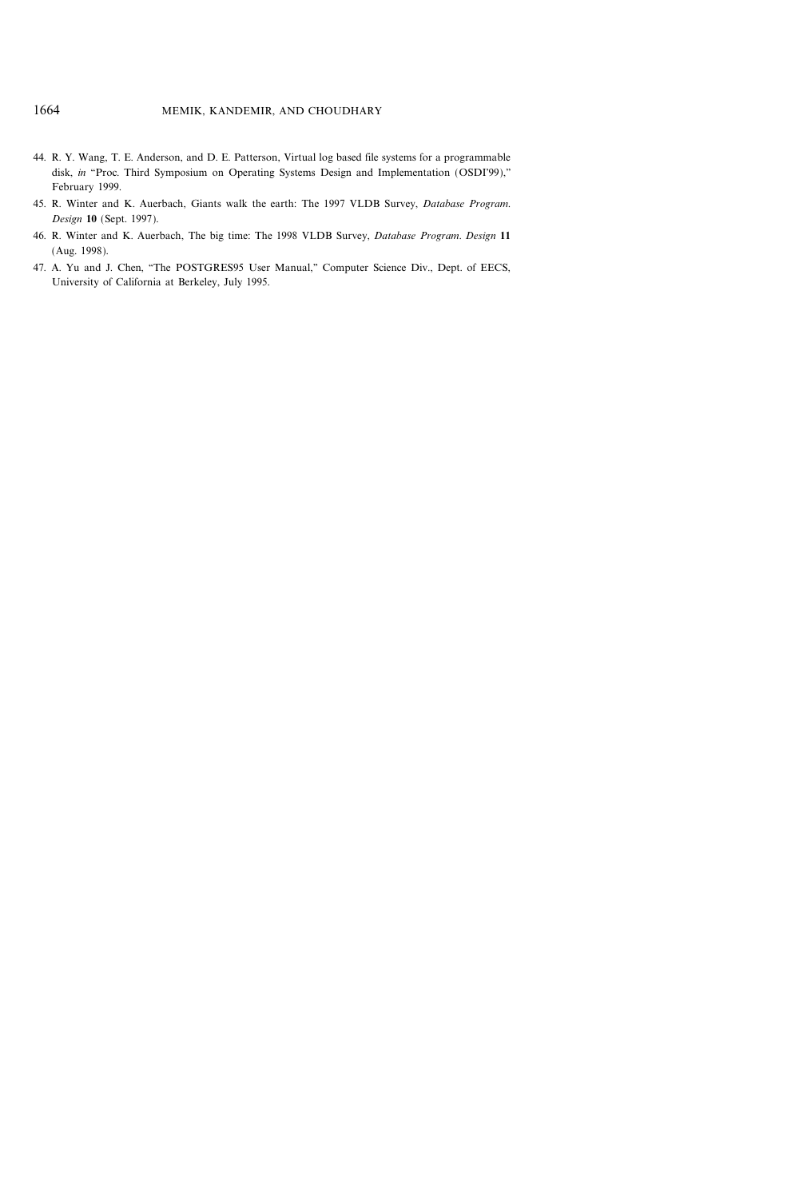44. R. Y. Wang, T. E. Anderson, and D. E. Patterson, Virtual log based file systems for a programmable disk, *in* "Proc. Third Symposium on Operating Systems Design and Implementation (OSDI'99)," February 1999.
45. R. Winter and K. Auerbach, Giants walk the earth: The 1997 VLDB Survey, *Database Program. Design* **10** (Sept. 1997).
46. R. Winter and K. Auerbach, The big time: The 1998 VLDB Survey, *Database Program. Design* **11** (Aug. 1998).
47. A. Yu and J. Chen, "The POSTGRES95 User Manual," Computer Science Div., Dept. of EECS, University of California at Berkeley, July 1995.